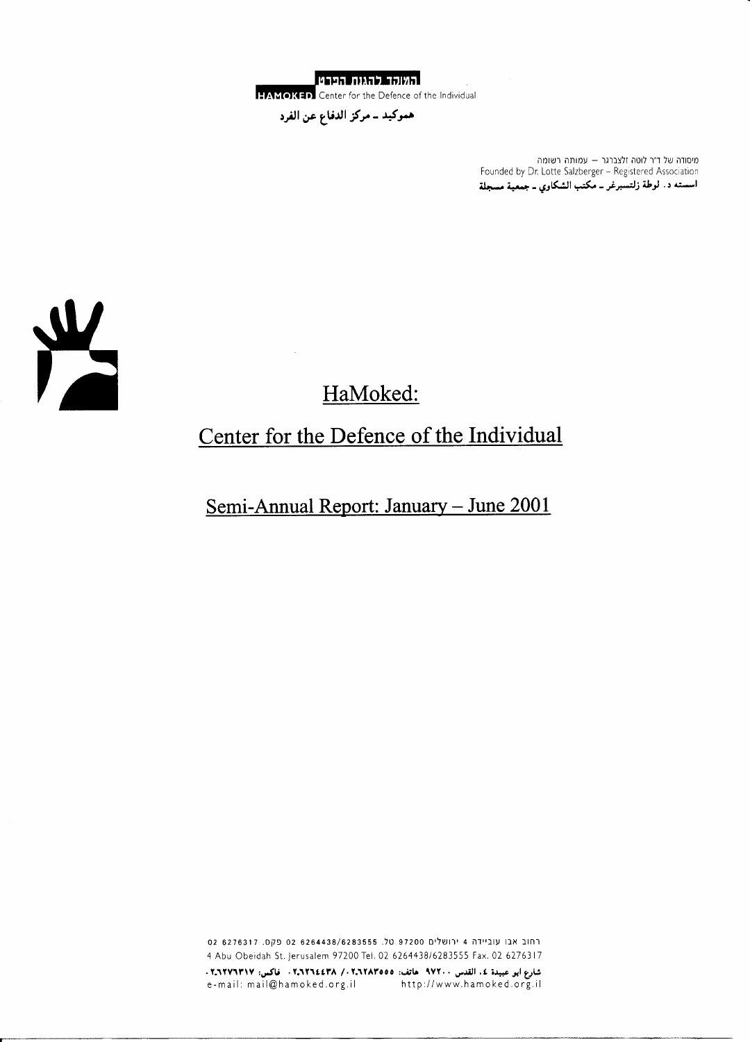המוקד להגנת הפרט

HAMOKED Center for the Defence of the Individual

هموكيد ـ مركز الدفاع عن الفرد

מיסודה של ד"ר לוטה זלצברגר – עמותה רשומה

Founded by Dr. Lotte Salzberger – Registered Association

اسسته د. لوطة زلتسبرغر ـ مكتب الشكاوي ـ جمعية مسجلة

# HaMoked:

# Center for the Defence of the Individual

## Semi-Annual Report: January – June 2001

רחוב אבו עובידה 4 ירושלים 97200 טל. 02 6264438/6283555 פקס. 02 6276317

4 Abu Obeidah St. Jerusalem 97200 Tel. 02 6264438/6283555 Fax. 02 6276317

شارع ابو عبيدة ٤، القدس ٩٧٢٠٠ هاتف: ٠٢٦٢٨٣٥٥٥ / ٠٢٦٢٦٤٤٣٨ ، فاكس: ٠٢٦٢٧٦٣١٧

e-mail: mail@hamoked.org.il http://www.hamoked.org.il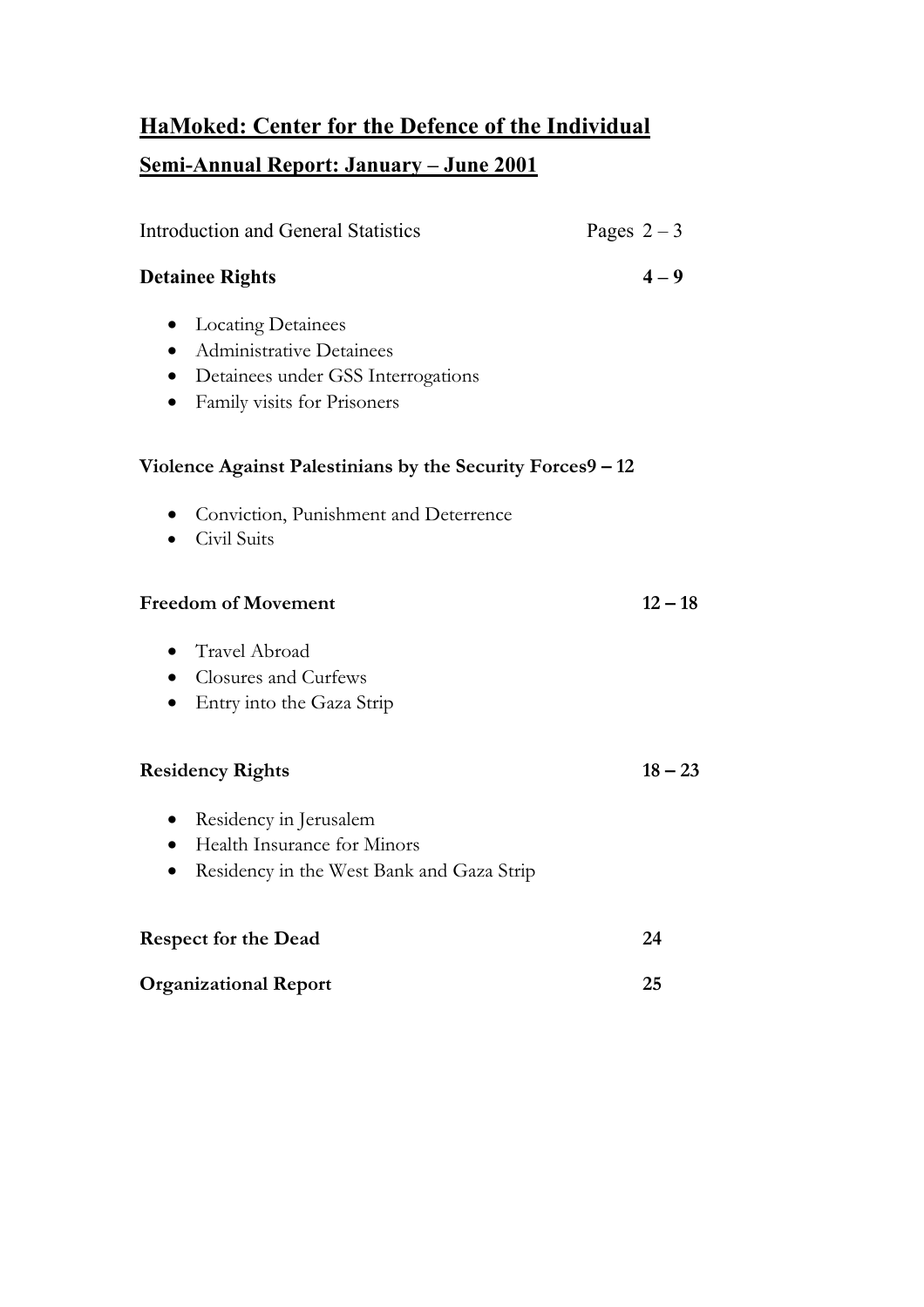# HaMoked: Center for the Defence of the Individual

## Semi-Annual Report: January – June 2001

| Section | Pages |
|---|---|
| Introduction and General Statistics | Pages 2 – 3 |
| **Detainee Rights** | **4 – 9** |
| **Violence Against Palestinians by the Security Forces** | **9 – 12** |
| **Freedom of Movement** | **12 – 18** |
| **Residency Rights** | **18 – 23** |
| **Respect for the Dead** | **24** |
| **Organizational Report** | **25** |

**Detainee Rights** — 4 – 9

- Locating Detainees
- Administrative Detainees
- Detainees under GSS Interrogations
- Family visits for Prisoners

**Violence Against Palestinians by the Security Forces** — 9 – 12

- Conviction, Punishment and Deterrence
- Civil Suits

**Freedom of Movement** — 12 – 18

- Travel Abroad
- Closures and Curfews
- Entry into the Gaza Strip

**Residency Rights** — 18 – 23

- Residency in Jerusalem
- Health Insurance for Minors
- Residency in the West Bank and Gaza Strip

**Respect for the Dead** — 24

**Organizational Report** — 25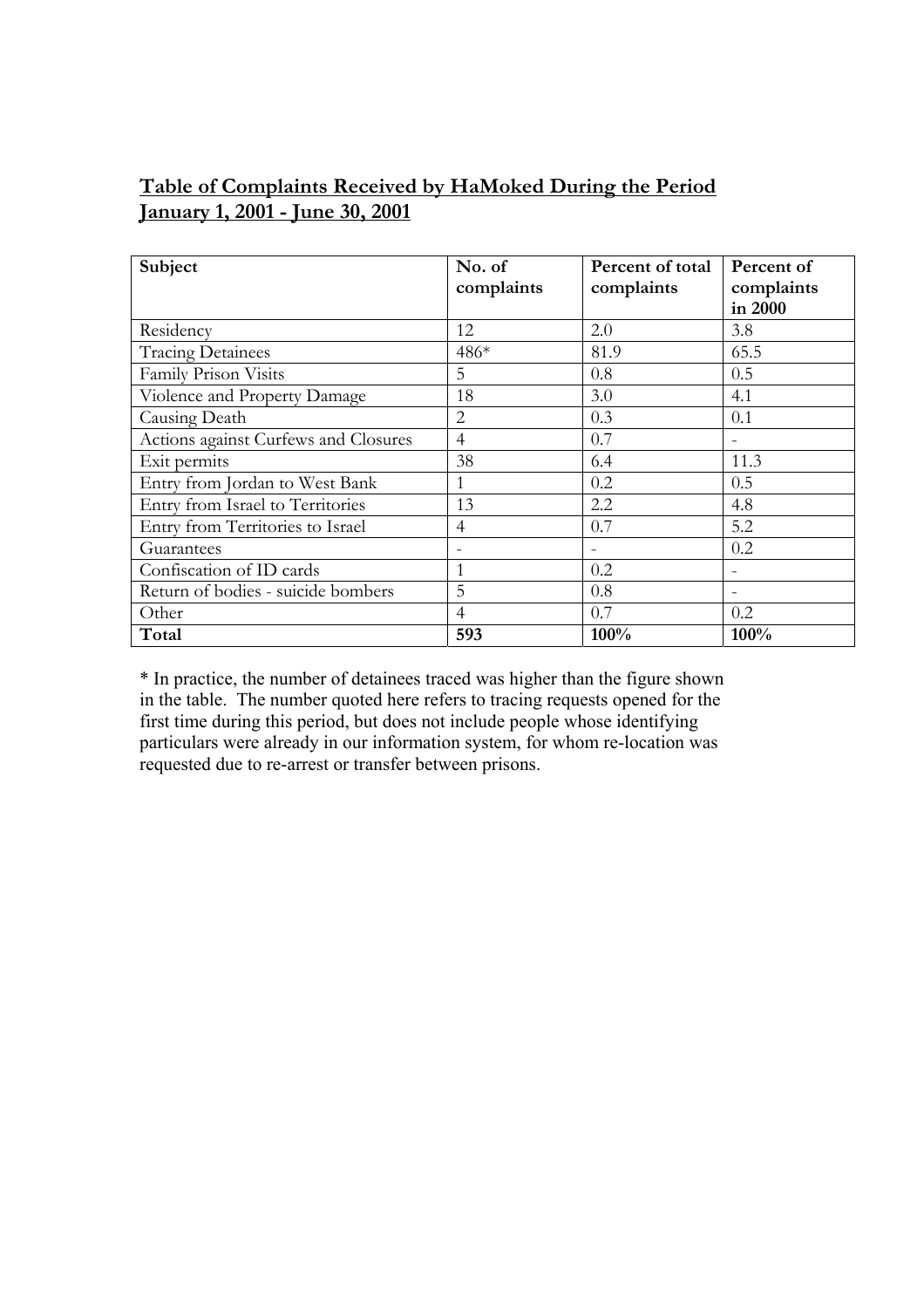## Table of Complaints Received by HaMoked During the Period January 1, 2001 - June 30, 2001

| Subject | No. of complaints | Percent of total complaints | Percent of complaints in 2000 |
|---|---|---|---|
| Residency | 12 | 2.0 | 3.8 |
| Tracing Detainees | 486* | 81.9 | 65.5 |
| Family Prison Visits | 5 | 0.8 | 0.5 |
| Violence and Property Damage | 18 | 3.0 | 4.1 |
| Causing Death | 2 | 0.3 | 0.1 |
| Actions against Curfews and Closures | 4 | 0.7 | - |
| Exit permits | 38 | 6.4 | 11.3 |
| Entry from Jordan to West Bank | 1 | 0.2 | 0.5 |
| Entry from Israel to Territories | 13 | 2.2 | 4.8 |
| Entry from Territories to Israel | 4 | 0.7 | 5.2 |
| Guarantees | - | - | 0.2 |
| Confiscation of ID cards | 1 | 0.2 | - |
| Return of bodies - suicide bombers | 5 | 0.8 | - |
| Other | 4 | 0.7 | 0.2 |
| **Total** | **593** | **100%** | **100%** |

* In practice, the number of detainees traced was higher than the figure shown in the table. The number quoted here refers to tracing requests opened for the first time during this period, but does not include people whose identifying particulars were already in our information system, for whom re-location was requested due to re-arrest or transfer between prisons.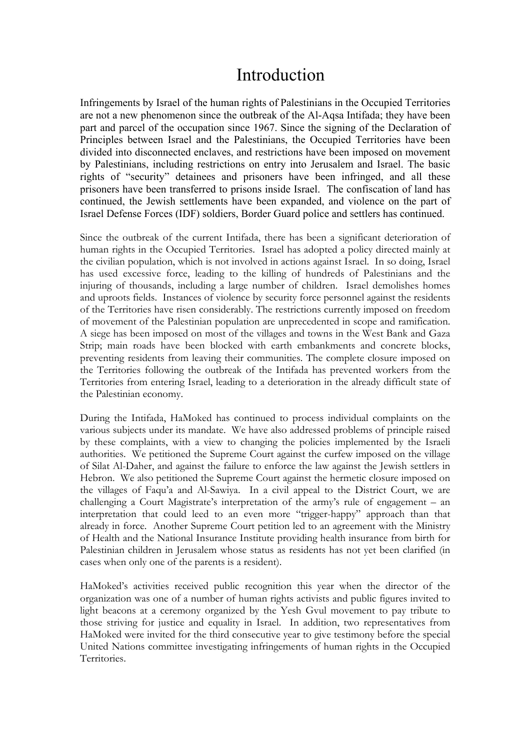# Introduction

Infringements by Israel of the human rights of Palestinians in the Occupied Territories are not a new phenomenon since the outbreak of the Al-Aqsa Intifada; they have been part and parcel of the occupation since 1967. Since the signing of the Declaration of Principles between Israel and the Palestinians, the Occupied Territories have been divided into disconnected enclaves, and restrictions have been imposed on movement by Palestinians, including restrictions on entry into Jerusalem and Israel. The basic rights of "security" detainees and prisoners have been infringed, and all these prisoners have been transferred to prisons inside Israel. The confiscation of land has continued, the Jewish settlements have been expanded, and violence on the part of Israel Defense Forces (IDF) soldiers, Border Guard police and settlers has continued.

Since the outbreak of the current Intifada, there has been a significant deterioration of human rights in the Occupied Territories. Israel has adopted a policy directed mainly at the civilian population, which is not involved in actions against Israel. In so doing, Israel has used excessive force, leading to the killing of hundreds of Palestinians and the injuring of thousands, including a large number of children. Israel demolishes homes and uproots fields. Instances of violence by security force personnel against the residents of the Territories have risen considerably. The restrictions currently imposed on freedom of movement of the Palestinian population are unprecedented in scope and ramification. A siege has been imposed on most of the villages and towns in the West Bank and Gaza Strip; main roads have been blocked with earth embankments and concrete blocks, preventing residents from leaving their communities. The complete closure imposed on the Territories following the outbreak of the Intifada has prevented workers from the Territories from entering Israel, leading to a deterioration in the already difficult state of the Palestinian economy.

During the Intifada, HaMoked has continued to process individual complaints on the various subjects under its mandate. We have also addressed problems of principle raised by these complaints, with a view to changing the policies implemented by the Israeli authorities. We petitioned the Supreme Court against the curfew imposed on the village of Silat Al-Daher, and against the failure to enforce the law against the Jewish settlers in Hebron. We also petitioned the Supreme Court against the hermetic closure imposed on the villages of Faqu'a and Al-Sawiya. In a civil appeal to the District Court, we are challenging a Court Magistrate's interpretation of the army's rule of engagement – an interpretation that could leed to an even more "trigger-happy" approach than that already in force. Another Supreme Court petition led to an agreement with the Ministry of Health and the National Insurance Institute providing health insurance from birth for Palestinian children in Jerusalem whose status as residents has not yet been clarified (in cases when only one of the parents is a resident).

HaMoked's activities received public recognition this year when the director of the organization was one of a number of human rights activists and public figures invited to light beacons at a ceremony organized by the Yesh Gvul movement to pay tribute to those striving for justice and equality in Israel. In addition, two representatives from HaMoked were invited for the third consecutive year to give testimony before the special United Nations committee investigating infringements of human rights in the Occupied Territories.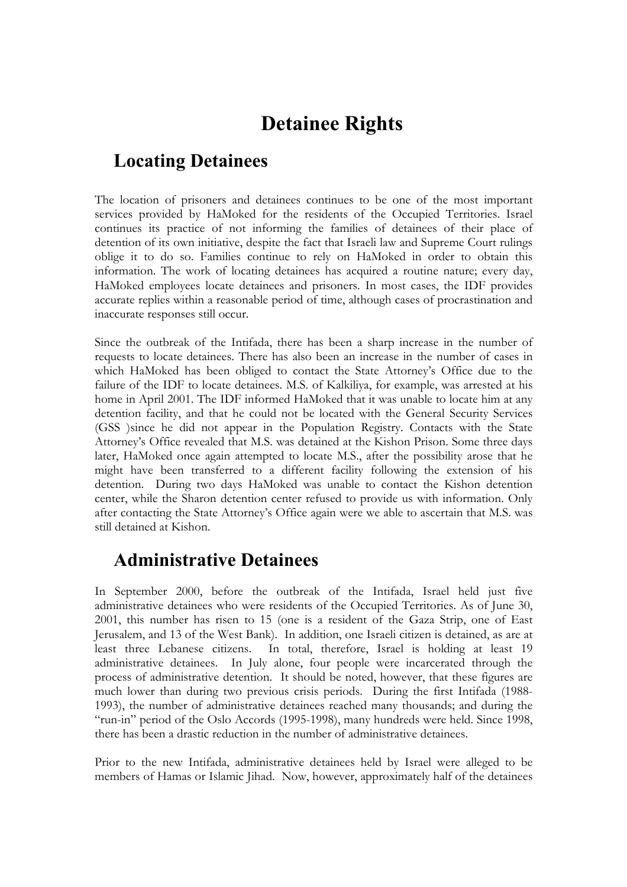# Detainee Rights

## Locating Detainees

The location of prisoners and detainees continues to be one of the most important services provided by HaMoked for the residents of the Occupied Territories. Israel continues its practice of not informing the families of detainees of their place of detention of its own initiative, despite the fact that Israeli law and Supreme Court rulings oblige it to do so. Families continue to rely on HaMoked in order to obtain this information. The work of locating detainees has acquired a routine nature; every day, HaMoked employees locate detainees and prisoners. In most cases, the IDF provides accurate replies within a reasonable period of time, although cases of procrastination and inaccurate responses still occur.

Since the outbreak of the Intifada, there has been a sharp increase in the number of requests to locate detainees. There has also been an increase in the number of cases in which HaMoked has been obliged to contact the State Attorney's Office due to the failure of the IDF to locate detainees. M.S. of Kalkiliya, for example, was arrested at his home in April 2001. The IDF informed HaMoked that it was unable to locate him at any detention facility, and that he could not be located with the General Security Services (GSS )since he did not appear in the Population Registry. Contacts with the State Attorney's Office revealed that M.S. was detained at the Kishon Prison. Some three days later, HaMoked once again attempted to locate M.S., after the possibility arose that he might have been transferred to a different facility following the extension of his detention. During two days HaMoked was unable to contact the Kishon detention center, while the Sharon detention center refused to provide us with information. Only after contacting the State Attorney's Office again were we able to ascertain that M.S. was still detained at Kishon.

## Administrative Detainees

In September 2000, before the outbreak of the Intifada, Israel held just five administrative detainees who were residents of the Occupied Territories. As of June 30, 2001, this number has risen to 15 (one is a resident of the Gaza Strip, one of East Jerusalem, and 13 of the West Bank). In addition, one Israeli citizen is detained, as are at least three Lebanese citizens. In total, therefore, Israel is holding at least 19 administrative detainees. In July alone, four people were incarcerated through the process of administrative detention. It should be noted, however, that these figures are much lower than during two previous crisis periods. During the first Intifada (1988-1993), the number of administrative detainees reached many thousands; and during the "run-in" period of the Oslo Accords (1995-1998), many hundreds were held. Since 1998, there has been a drastic reduction in the number of administrative detainees.

Prior to the new Intifada, administrative detainees held by Israel were alleged to be members of Hamas or Islamic Jihad. Now, however, approximately half of the detainees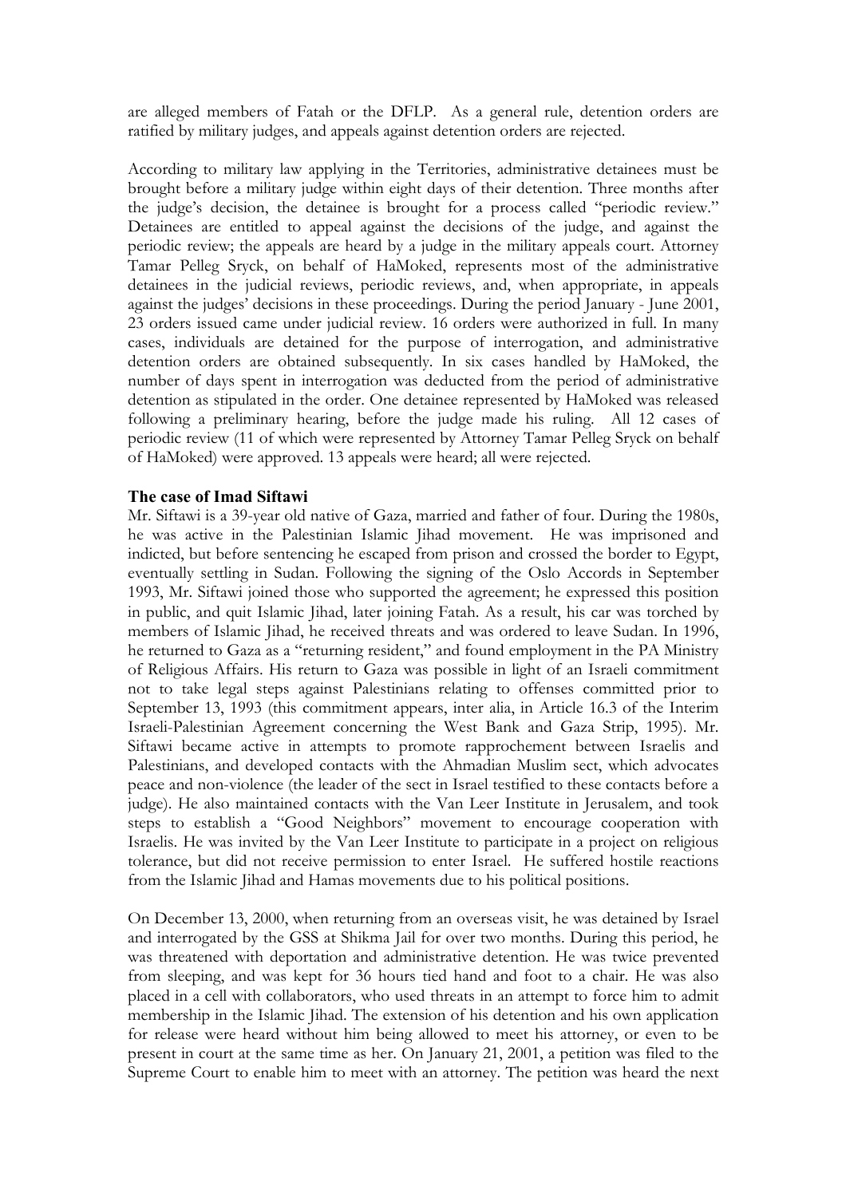are alleged members of Fatah or the DFLP. As a general rule, detention orders are ratified by military judges, and appeals against detention orders are rejected.

According to military law applying in the Territories, administrative detainees must be brought before a military judge within eight days of their detention. Three months after the judge's decision, the detainee is brought for a process called "periodic review." Detainees are entitled to appeal against the decisions of the judge, and against the periodic review; the appeals are heard by a judge in the military appeals court. Attorney Tamar Pelleg Sryck, on behalf of HaMoked, represents most of the administrative detainees in the judicial reviews, periodic reviews, and, when appropriate, in appeals against the judges' decisions in these proceedings. During the period January - June 2001, 23 orders issued came under judicial review. 16 orders were authorized in full. In many cases, individuals are detained for the purpose of interrogation, and administrative detention orders are obtained subsequently. In six cases handled by HaMoked, the number of days spent in interrogation was deducted from the period of administrative detention as stipulated in the order. One detainee represented by HaMoked was released following a preliminary hearing, before the judge made his ruling. All 12 cases of periodic review (11 of which were represented by Attorney Tamar Pelleg Sryck on behalf of HaMoked) were approved. 13 appeals were heard; all were rejected.

**The case of Imad Siftawi**

Mr. Siftawi is a 39-year old native of Gaza, married and father of four. During the 1980s, he was active in the Palestinian Islamic Jihad movement. He was imprisoned and indicted, but before sentencing he escaped from prison and crossed the border to Egypt, eventually settling in Sudan. Following the signing of the Oslo Accords in September 1993, Mr. Siftawi joined those who supported the agreement; he expressed this position in public, and quit Islamic Jihad, later joining Fatah. As a result, his car was torched by members of Islamic Jihad, he received threats and was ordered to leave Sudan. In 1996, he returned to Gaza as a "returning resident," and found employment in the PA Ministry of Religious Affairs. His return to Gaza was possible in light of an Israeli commitment not to take legal steps against Palestinians relating to offenses committed prior to September 13, 1993 (this commitment appears, inter alia, in Article 16.3 of the Interim Israeli-Palestinian Agreement concerning the West Bank and Gaza Strip, 1995). Mr. Siftawi became active in attempts to promote rapprochement between Israelis and Palestinians, and developed contacts with the Ahmadian Muslim sect, which advocates peace and non-violence (the leader of the sect in Israel testified to these contacts before a judge). He also maintained contacts with the Van Leer Institute in Jerusalem, and took steps to establish a "Good Neighbors" movement to encourage cooperation with Israelis. He was invited by the Van Leer Institute to participate in a project on religious tolerance, but did not receive permission to enter Israel. He suffered hostile reactions from the Islamic Jihad and Hamas movements due to his political positions.

On December 13, 2000, when returning from an overseas visit, he was detained by Israel and interrogated by the GSS at Shikma Jail for over two months. During this period, he was threatened with deportation and administrative detention. He was twice prevented from sleeping, and was kept for 36 hours tied hand and foot to a chair. He was also placed in a cell with collaborators, who used threats in an attempt to force him to admit membership in the Islamic Jihad. The extension of his detention and his own application for release were heard without him being allowed to meet his attorney, or even to be present in court at the same time as her. On January 21, 2001, a petition was filed to the Supreme Court to enable him to meet with an attorney. The petition was heard the next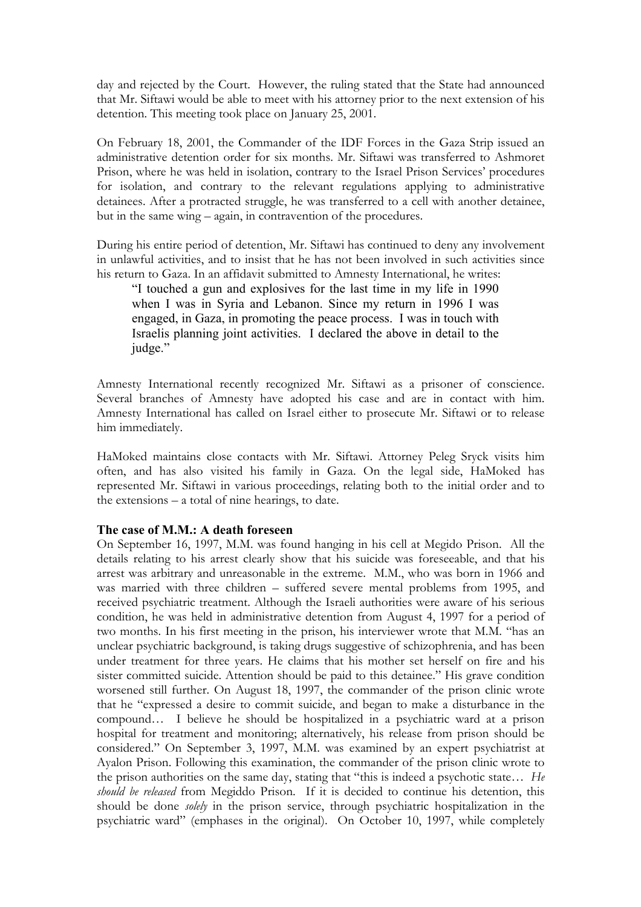day and rejected by the Court. However, the ruling stated that the State had announced that Mr. Siftawi would be able to meet with his attorney prior to the next extension of his detention. This meeting took place on January 25, 2001.

On February 18, 2001, the Commander of the IDF Forces in the Gaza Strip issued an administrative detention order for six months. Mr. Siftawi was transferred to Ashmoret Prison, where he was held in isolation, contrary to the Israel Prison Services' procedures for isolation, and contrary to the relevant regulations applying to administrative detainees. After a protracted struggle, he was transferred to a cell with another detainee, but in the same wing – again, in contravention of the procedures.

During his entire period of detention, Mr. Siftawi has continued to deny any involvement in unlawful activities, and to insist that he has not been involved in such activities since his return to Gaza. In an affidavit submitted to Amnesty International, he writes:

> "I touched a gun and explosives for the last time in my life in 1990 when I was in Syria and Lebanon. Since my return in 1996 I was engaged, in Gaza, in promoting the peace process. I was in touch with Israelis planning joint activities. I declared the above in detail to the judge."

Amnesty International recently recognized Mr. Siftawi as a prisoner of conscience. Several branches of Amnesty have adopted his case and are in contact with him. Amnesty International has called on Israel either to prosecute Mr. Siftawi or to release him immediately.

HaMoked maintains close contacts with Mr. Siftawi. Attorney Peleg Sryck visits him often, and has also visited his family in Gaza. On the legal side, HaMoked has represented Mr. Siftawi in various proceedings, relating both to the initial order and to the extensions – a total of nine hearings, to date.

**The case of M.M.: A death foreseen**

On September 16, 1997, M.M. was found hanging in his cell at Megido Prison. All the details relating to his arrest clearly show that his suicide was foreseeable, and that his arrest was arbitrary and unreasonable in the extreme. M.M., who was born in 1966 and was married with three children – suffered severe mental problems from 1995, and received psychiatric treatment. Although the Israeli authorities were aware of his serious condition, he was held in administrative detention from August 4, 1997 for a period of two months. In his first meeting in the prison, his interviewer wrote that M.M. "has an unclear psychiatric background, is taking drugs suggestive of schizophrenia, and has been under treatment for three years. He claims that his mother set herself on fire and his sister committed suicide. Attention should be paid to this detainee." His grave condition worsened still further. On August 18, 1997, the commander of the prison clinic wrote that he "expressed a desire to commit suicide, and began to make a disturbance in the compound… I believe he should be hospitalized in a psychiatric ward at a prison hospital for treatment and monitoring; alternatively, his release from prison should be considered." On September 3, 1997, M.M. was examined by an expert psychiatrist at Ayalon Prison. Following this examination, the commander of the prison clinic wrote to the prison authorities on the same day, stating that "this is indeed a psychotic state… *He should be released* from Megiddo Prison. If it is decided to continue his detention, this should be done *solely* in the prison service, through psychiatric hospitalization in the psychiatric ward" (emphases in the original). On October 10, 1997, while completely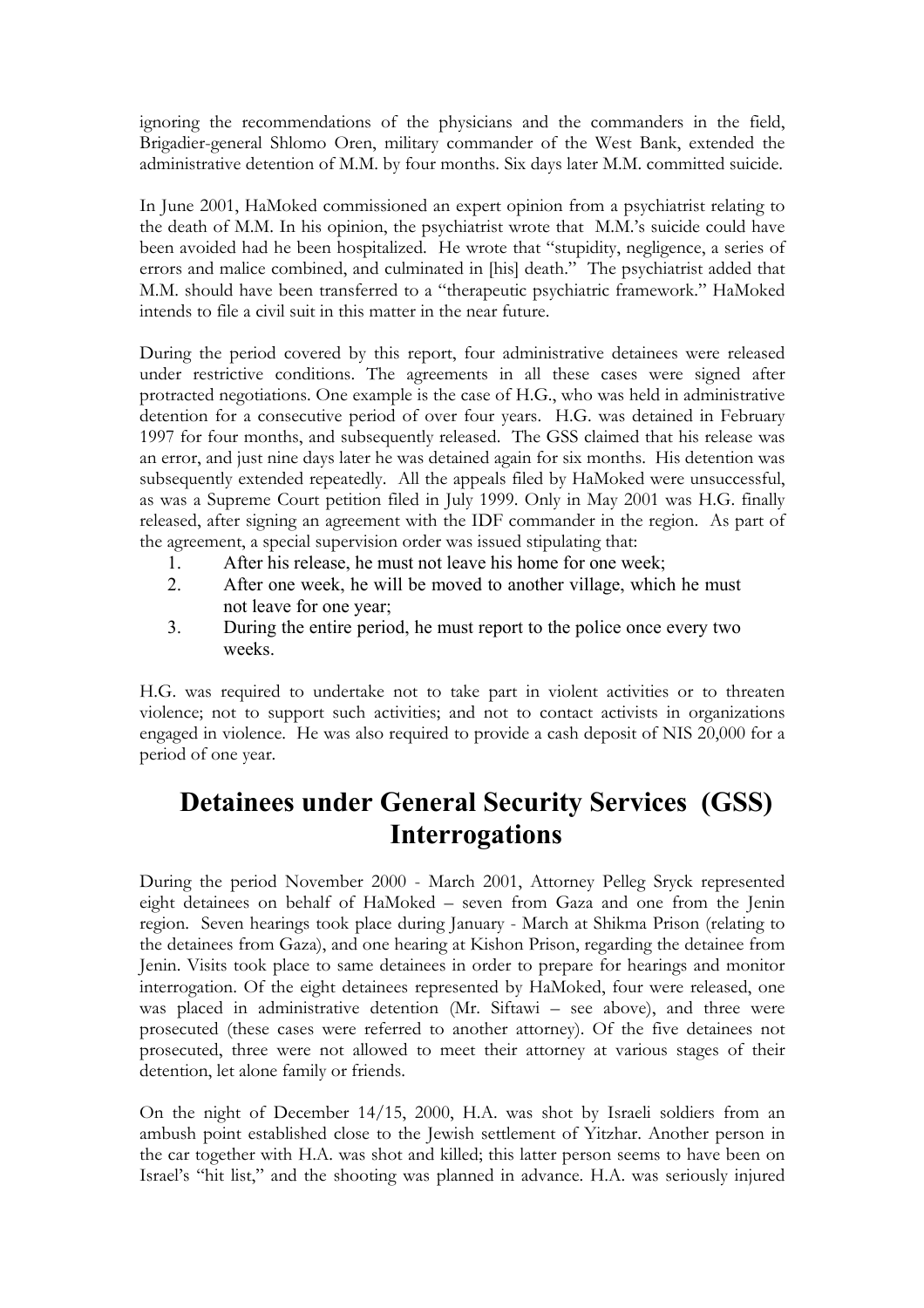ignoring the recommendations of the physicians and the commanders in the field, Brigadier-general Shlomo Oren, military commander of the West Bank, extended the administrative detention of M.M. by four months. Six days later M.M. committed suicide.

In June 2001, HaMoked commissioned an expert opinion from a psychiatrist relating to the death of M.M. In his opinion, the psychiatrist wrote that M.M.'s suicide could have been avoided had he been hospitalized. He wrote that "stupidity, negligence, a series of errors and malice combined, and culminated in [his] death." The psychiatrist added that M.M. should have been transferred to a "therapeutic psychiatric framework." HaMoked intends to file a civil suit in this matter in the near future.

During the period covered by this report, four administrative detainees were released under restrictive conditions. The agreements in all these cases were signed after protracted negotiations. One example is the case of H.G., who was held in administrative detention for a consecutive period of over four years. H.G. was detained in February 1997 for four months, and subsequently released. The GSS claimed that his release was an error, and just nine days later he was detained again for six months. His detention was subsequently extended repeatedly. All the appeals filed by HaMoked were unsuccessful, as was a Supreme Court petition filed in July 1999. Only in May 2001 was H.G. finally released, after signing an agreement with the IDF commander in the region. As part of the agreement, a special supervision order was issued stipulating that:

1. After his release, he must not leave his home for one week;
2. After one week, he will be moved to another village, which he must not leave for one year;
3. During the entire period, he must report to the police once every two weeks.

H.G. was required to undertake not to take part in violent activities or to threaten violence; not to support such activities; and not to contact activists in organizations engaged in violence. He was also required to provide a cash deposit of NIS 20,000 for a period of one year.

# Detainees under General Security Services (GSS) Interrogations

During the period November 2000 - March 2001, Attorney Pelleg Sryck represented eight detainees on behalf of HaMoked – seven from Gaza and one from the Jenin region. Seven hearings took place during January - March at Shikma Prison (relating to the detainees from Gaza), and one hearing at Kishon Prison, regarding the detainee from Jenin. Visits took place to same detainees in order to prepare for hearings and monitor interrogation. Of the eight detainees represented by HaMoked, four were released, one was placed in administrative detention (Mr. Siftawi – see above), and three were prosecuted (these cases were referred to another attorney). Of the five detainees not prosecuted, three were not allowed to meet their attorney at various stages of their detention, let alone family or friends.

On the night of December 14/15, 2000, H.A. was shot by Israeli soldiers from an ambush point established close to the Jewish settlement of Yitzhar. Another person in the car together with H.A. was shot and killed; this latter person seems to have been on Israel's "hit list," and the shooting was planned in advance. H.A. was seriously injured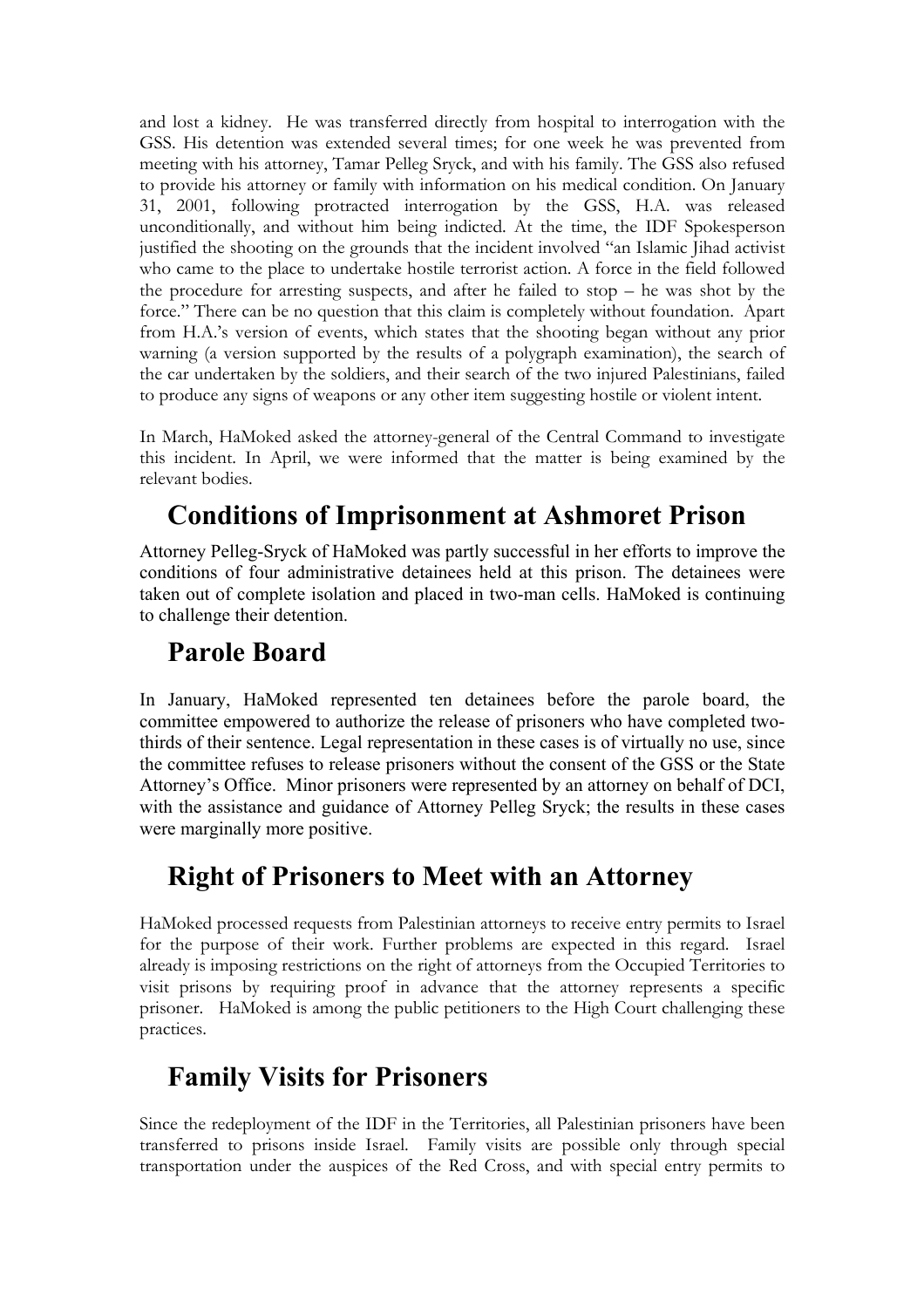and lost a kidney. He was transferred directly from hospital to interrogation with the GSS. His detention was extended several times; for one week he was prevented from meeting with his attorney, Tamar Pelleg Sryck, and with his family. The GSS also refused to provide his attorney or family with information on his medical condition. On January 31, 2001, following protracted interrogation by the GSS, H.A. was released unconditionally, and without him being indicted. At the time, the IDF Spokesperson justified the shooting on the grounds that the incident involved "an Islamic Jihad activist who came to the place to undertake hostile terrorist action. A force in the field followed the procedure for arresting suspects, and after he failed to stop – he was shot by the force." There can be no question that this claim is completely without foundation. Apart from H.A.'s version of events, which states that the shooting began without any prior warning (a version supported by the results of a polygraph examination), the search of the car undertaken by the soldiers, and their search of the two injured Palestinians, failed to produce any signs of weapons or any other item suggesting hostile or violent intent.

In March, HaMoked asked the attorney-general of the Central Command to investigate this incident. In April, we were informed that the matter is being examined by the relevant bodies.

## Conditions of Imprisonment at Ashmoret Prison

Attorney Pelleg-Sryck of HaMoked was partly successful in her efforts to improve the conditions of four administrative detainees held at this prison. The detainees were taken out of complete isolation and placed in two-man cells. HaMoked is continuing to challenge their detention.

## Parole Board

In January, HaMoked represented ten detainees before the parole board, the committee empowered to authorize the release of prisoners who have completed two-thirds of their sentence. Legal representation in these cases is of virtually no use, since the committee refuses to release prisoners without the consent of the GSS or the State Attorney's Office. Minor prisoners were represented by an attorney on behalf of DCI, with the assistance and guidance of Attorney Pelleg Sryck; the results in these cases were marginally more positive.

## Right of Prisoners to Meet with an Attorney

HaMoked processed requests from Palestinian attorneys to receive entry permits to Israel for the purpose of their work. Further problems are expected in this regard. Israel already is imposing restrictions on the right of attorneys from the Occupied Territories to visit prisons by requiring proof in advance that the attorney represents a specific prisoner. HaMoked is among the public petitioners to the High Court challenging these practices.

## Family Visits for Prisoners

Since the redeployment of the IDF in the Territories, all Palestinian prisoners have been transferred to prisons inside Israel. Family visits are possible only through special transportation under the auspices of the Red Cross, and with special entry permits to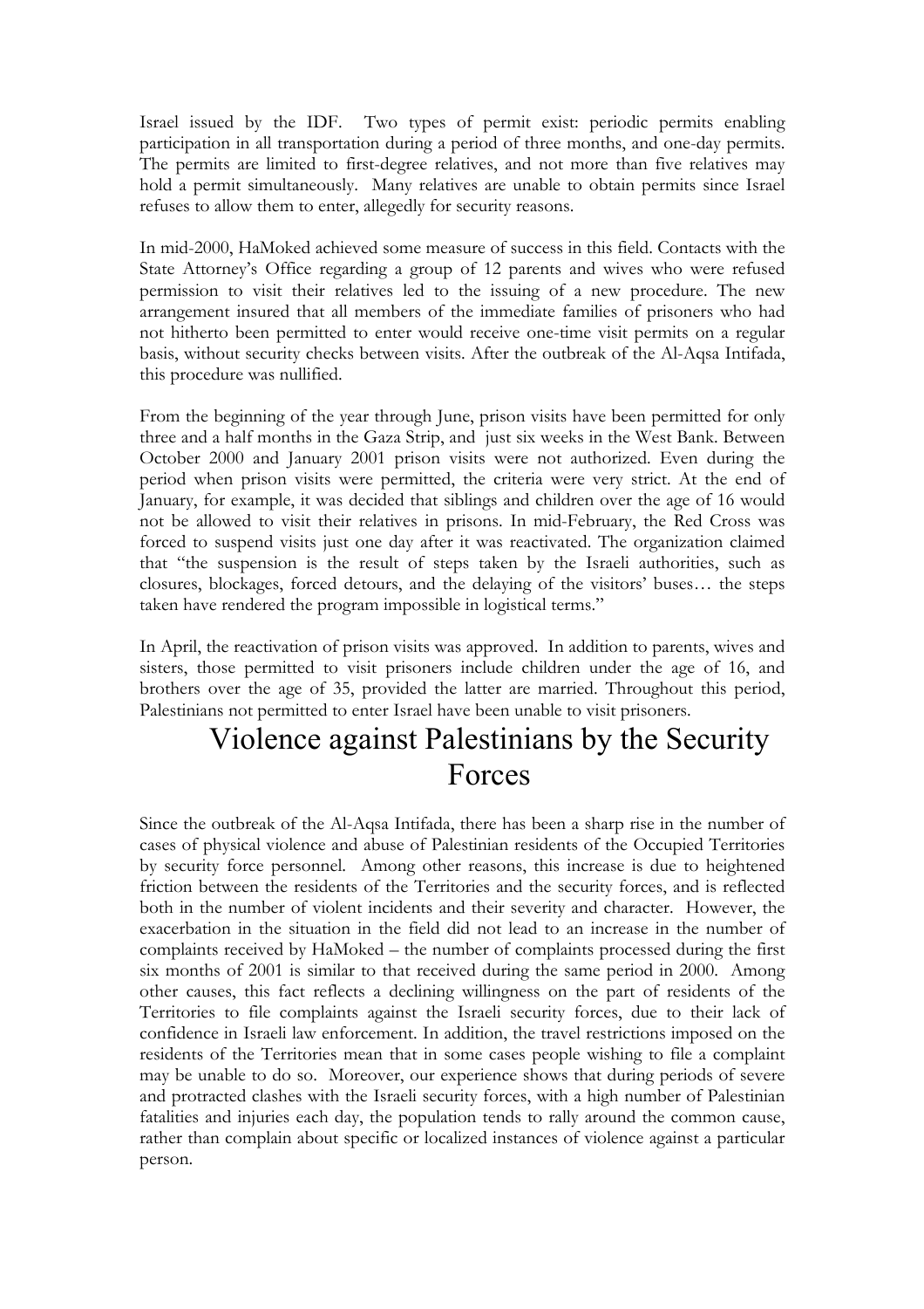Israel issued by the IDF. Two types of permit exist: periodic permits enabling participation in all transportation during a period of three months, and one-day permits. The permits are limited to first-degree relatives, and not more than five relatives may hold a permit simultaneously. Many relatives are unable to obtain permits since Israel refuses to allow them to enter, allegedly for security reasons.

In mid-2000, HaMoked achieved some measure of success in this field. Contacts with the State Attorney's Office regarding a group of 12 parents and wives who were refused permission to visit their relatives led to the issuing of a new procedure. The new arrangement insured that all members of the immediate families of prisoners who had not hitherto been permitted to enter would receive one-time visit permits on a regular basis, without security checks between visits. After the outbreak of the Al-Aqsa Intifada, this procedure was nullified.

From the beginning of the year through June, prison visits have been permitted for only three and a half months in the Gaza Strip, and just six weeks in the West Bank. Between October 2000 and January 2001 prison visits were not authorized. Even during the period when prison visits were permitted, the criteria were very strict. At the end of January, for example, it was decided that siblings and children over the age of 16 would not be allowed to visit their relatives in prisons. In mid-February, the Red Cross was forced to suspend visits just one day after it was reactivated. The organization claimed that "the suspension is the result of steps taken by the Israeli authorities, such as closures, blockages, forced detours, and the delaying of the visitors' buses… the steps taken have rendered the program impossible in logistical terms."

In April, the reactivation of prison visits was approved. In addition to parents, wives and sisters, those permitted to visit prisoners include children under the age of 16, and brothers over the age of 35, provided the latter are married. Throughout this period, Palestinians not permitted to enter Israel have been unable to visit prisoners.

# Violence against Palestinians by the Security Forces

Since the outbreak of the Al-Aqsa Intifada, there has been a sharp rise in the number of cases of physical violence and abuse of Palestinian residents of the Occupied Territories by security force personnel. Among other reasons, this increase is due to heightened friction between the residents of the Territories and the security forces, and is reflected both in the number of violent incidents and their severity and character. However, the exacerbation in the situation in the field did not lead to an increase in the number of complaints received by HaMoked – the number of complaints processed during the first six months of 2001 is similar to that received during the same period in 2000. Among other causes, this fact reflects a declining willingness on the part of residents of the Territories to file complaints against the Israeli security forces, due to their lack of confidence in Israeli law enforcement. In addition, the travel restrictions imposed on the residents of the Territories mean that in some cases people wishing to file a complaint may be unable to do so. Moreover, our experience shows that during periods of severe and protracted clashes with the Israeli security forces, with a high number of Palestinian fatalities and injuries each day, the population tends to rally around the common cause, rather than complain about specific or localized instances of violence against a particular person.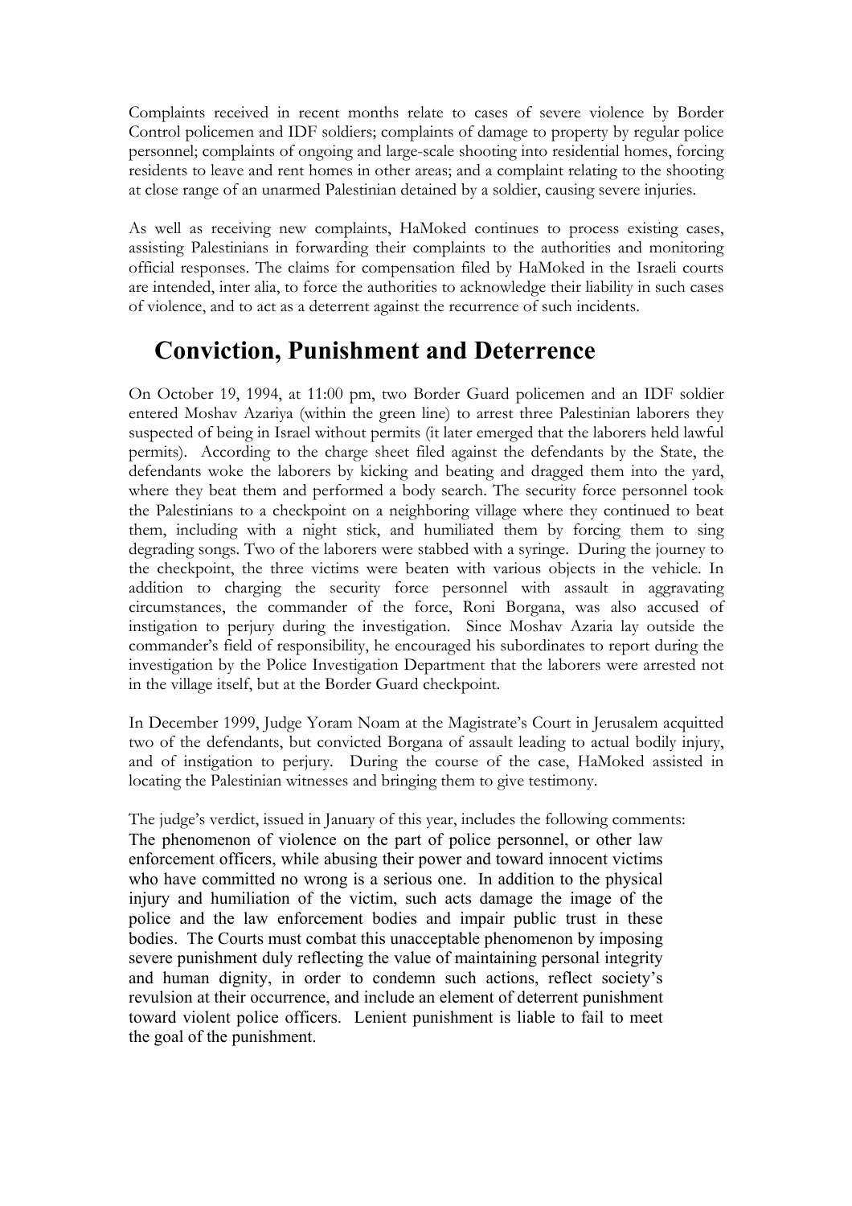Complaints received in recent months relate to cases of severe violence by Border Control policemen and IDF soldiers; complaints of damage to property by regular police personnel; complaints of ongoing and large-scale shooting into residential homes, forcing residents to leave and rent homes in other areas; and a complaint relating to the shooting at close range of an unarmed Palestinian detained by a soldier, causing severe injuries.

As well as receiving new complaints, HaMoked continues to process existing cases, assisting Palestinians in forwarding their complaints to the authorities and monitoring official responses. The claims for compensation filed by HaMoked in the Israeli courts are intended, inter alia, to force the authorities to acknowledge their liability in such cases of violence, and to act as a deterrent against the recurrence of such incidents.

## Conviction, Punishment and Deterrence

On October 19, 1994, at 11:00 pm, two Border Guard policemen and an IDF soldier entered Moshav Azariya (within the green line) to arrest three Palestinian laborers they suspected of being in Israel without permits (it later emerged that the laborers held lawful permits). According to the charge sheet filed against the defendants by the State, the defendants woke the laborers by kicking and beating and dragged them into the yard, where they beat them and performed a body search. The security force personnel took the Palestinians to a checkpoint on a neighboring village where they continued to beat them, including with a night stick, and humiliated them by forcing them to sing degrading songs. Two of the laborers were stabbed with a syringe. During the journey to the checkpoint, the three victims were beaten with various objects in the vehicle. In addition to charging the security force personnel with assault in aggravating circumstances, the commander of the force, Roni Borgana, was also accused of instigation to perjury during the investigation. Since Moshav Azaria lay outside the commander's field of responsibility, he encouraged his subordinates to report during the investigation by the Police Investigation Department that the laborers were arrested not in the village itself, but at the Border Guard checkpoint.

In December 1999, Judge Yoram Noam at the Magistrate's Court in Jerusalem acquitted two of the defendants, but convicted Borgana of assault leading to actual bodily injury, and of instigation to perjury. During the course of the case, HaMoked assisted in locating the Palestinian witnesses and bringing them to give testimony.

The judge's verdict, issued in January of this year, includes the following comments:

> The phenomenon of violence on the part of police personnel, or other law enforcement officers, while abusing their power and toward innocent victims who have committed no wrong is a serious one. In addition to the physical injury and humiliation of the victim, such acts damage the image of the police and the law enforcement bodies and impair public trust in these bodies. The Courts must combat this unacceptable phenomenon by imposing severe punishment duly reflecting the value of maintaining personal integrity and human dignity, in order to condemn such actions, reflect society's revulsion at their occurrence, and include an element of deterrent punishment toward violent police officers. Lenient punishment is liable to fail to meet the goal of the punishment.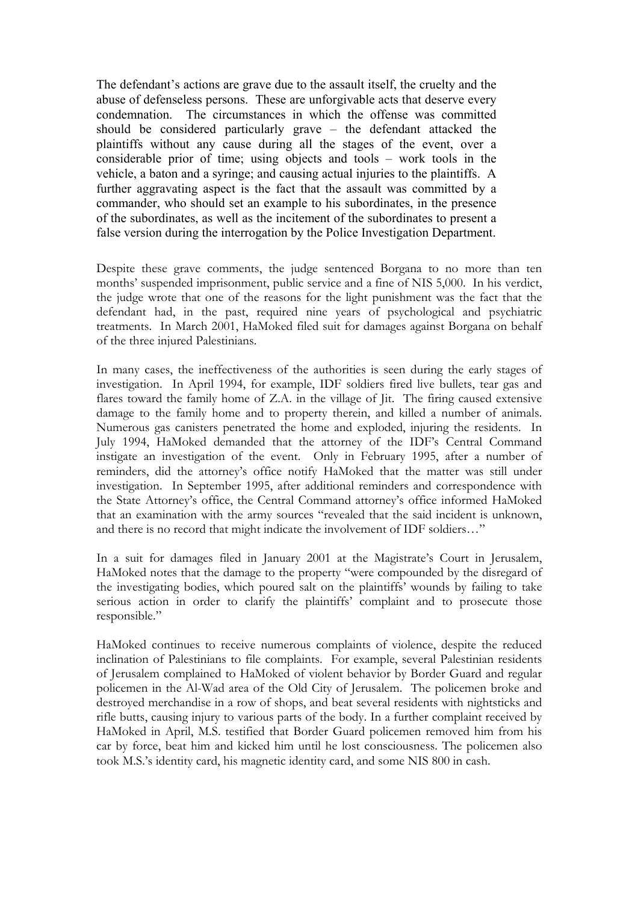> The defendant's actions are grave due to the assault itself, the cruelty and the abuse of defenseless persons. These are unforgivable acts that deserve every condemnation. The circumstances in which the offense was committed should be considered particularly grave – the defendant attacked the plaintiffs without any cause during all the stages of the event, over a considerable prior of time; using objects and tools – work tools in the vehicle, a baton and a syringe; and causing actual injuries to the plaintiffs. A further aggravating aspect is the fact that the assault was committed by a commander, who should set an example to his subordinates, in the presence of the subordinates, as well as the incitement of the subordinates to present a false version during the interrogation by the Police Investigation Department.

Despite these grave comments, the judge sentenced Borgana to no more than ten months' suspended imprisonment, public service and a fine of NIS 5,000. In his verdict, the judge wrote that one of the reasons for the light punishment was the fact that the defendant had, in the past, required nine years of psychological and psychiatric treatments. In March 2001, HaMoked filed suit for damages against Borgana on behalf of the three injured Palestinians.

In many cases, the ineffectiveness of the authorities is seen during the early stages of investigation. In April 1994, for example, IDF soldiers fired live bullets, tear gas and flares toward the family home of Z.A. in the village of Jit. The firing caused extensive damage to the family home and to property therein, and killed a number of animals. Numerous gas canisters penetrated the home and exploded, injuring the residents. In July 1994, HaMoked demanded that the attorney of the IDF's Central Command instigate an investigation of the event. Only in February 1995, after a number of reminders, did the attorney's office notify HaMoked that the matter was still under investigation. In September 1995, after additional reminders and correspondence with the State Attorney's office, the Central Command attorney's office informed HaMoked that an examination with the army sources "revealed that the said incident is unknown, and there is no record that might indicate the involvement of IDF soldiers…"

In a suit for damages filed in January 2001 at the Magistrate's Court in Jerusalem, HaMoked notes that the damage to the property "were compounded by the disregard of the investigating bodies, which poured salt on the plaintiffs' wounds by failing to take serious action in order to clarify the plaintiffs' complaint and to prosecute those responsible."

HaMoked continues to receive numerous complaints of violence, despite the reduced inclination of Palestinians to file complaints. For example, several Palestinian residents of Jerusalem complained to HaMoked of violent behavior by Border Guard and regular policemen in the Al-Wad area of the Old City of Jerusalem. The policemen broke and destroyed merchandise in a row of shops, and beat several residents with nightsticks and rifle butts, causing injury to various parts of the body. In a further complaint received by HaMoked in April, M.S. testified that Border Guard policemen removed him from his car by force, beat him and kicked him until he lost consciousness. The policemen also took M.S.'s identity card, his magnetic identity card, and some NIS 800 in cash.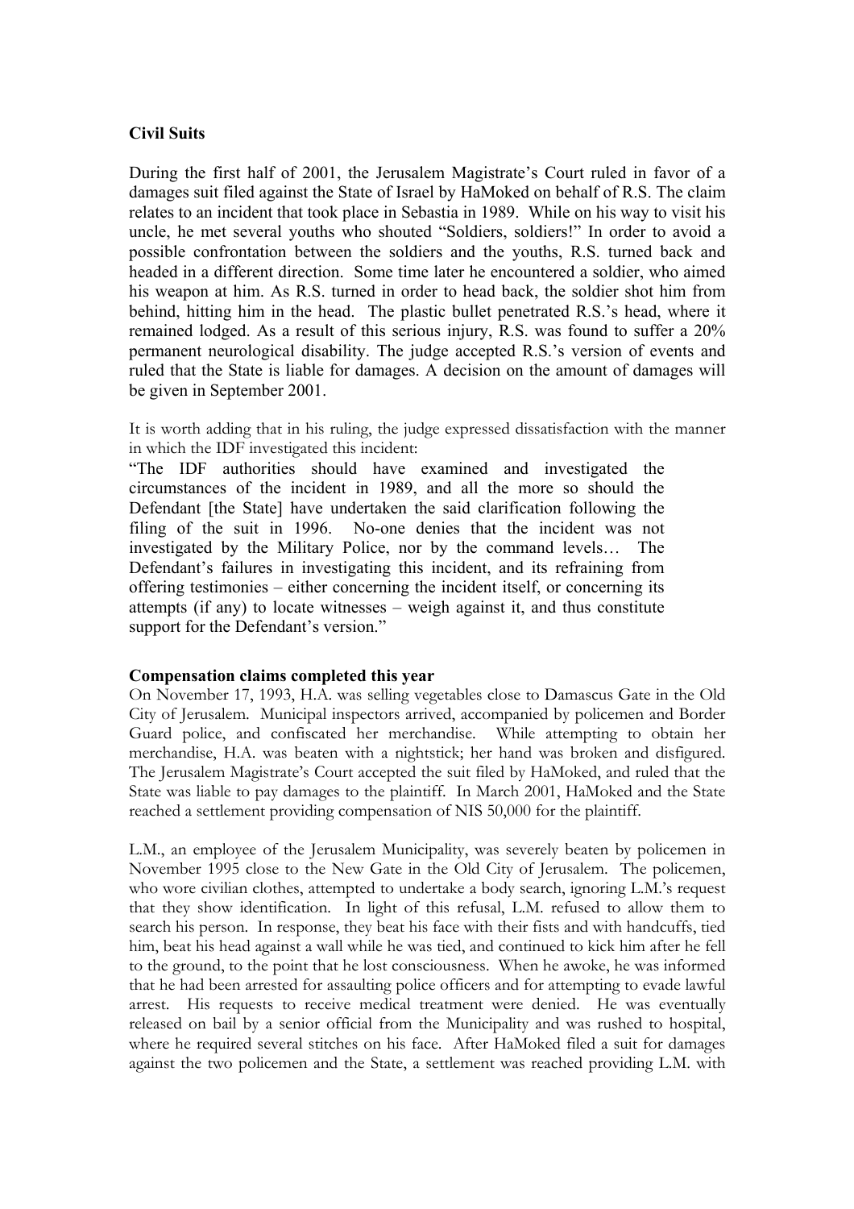**Civil Suits**

During the first half of 2001, the Jerusalem Magistrate's Court ruled in favor of a damages suit filed against the State of Israel by HaMoked on behalf of R.S. The claim relates to an incident that took place in Sebastia in 1989. While on his way to visit his uncle, he met several youths who shouted "Soldiers, soldiers!" In order to avoid a possible confrontation between the soldiers and the youths, R.S. turned back and headed in a different direction. Some time later he encountered a soldier, who aimed his weapon at him. As R.S. turned in order to head back, the soldier shot him from behind, hitting him in the head. The plastic bullet penetrated R.S.'s head, where it remained lodged. As a result of this serious injury, R.S. was found to suffer a 20% permanent neurological disability. The judge accepted R.S.'s version of events and ruled that the State is liable for damages. A decision on the amount of damages will be given in September 2001.

It is worth adding that in his ruling, the judge expressed dissatisfaction with the manner in which the IDF investigated this incident:

> "The IDF authorities should have examined and investigated the circumstances of the incident in 1989, and all the more so should the Defendant [the State] have undertaken the said clarification following the filing of the suit in 1996. No-one denies that the incident was not investigated by the Military Police, nor by the command levels… The Defendant's failures in investigating this incident, and its refraining from offering testimonies – either concerning the incident itself, or concerning its attempts (if any) to locate witnesses – weigh against it, and thus constitute support for the Defendant's version."

**Compensation claims completed this year**

On November 17, 1993, H.A. was selling vegetables close to Damascus Gate in the Old City of Jerusalem. Municipal inspectors arrived, accompanied by policemen and Border Guard police, and confiscated her merchandise. While attempting to obtain her merchandise, H.A. was beaten with a nightstick; her hand was broken and disfigured. The Jerusalem Magistrate's Court accepted the suit filed by HaMoked, and ruled that the State was liable to pay damages to the plaintiff. In March 2001, HaMoked and the State reached a settlement providing compensation of NIS 50,000 for the plaintiff.

L.M., an employee of the Jerusalem Municipality, was severely beaten by policemen in November 1995 close to the New Gate in the Old City of Jerusalem. The policemen, who wore civilian clothes, attempted to undertake a body search, ignoring L.M.'s request that they show identification. In light of this refusal, L.M. refused to allow them to search his person. In response, they beat his face with their fists and with handcuffs, tied him, beat his head against a wall while he was tied, and continued to kick him after he fell to the ground, to the point that he lost consciousness. When he awoke, he was informed that he had been arrested for assaulting police officers and for attempting to evade lawful arrest. His requests to receive medical treatment were denied. He was eventually released on bail by a senior official from the Municipality and was rushed to hospital, where he required several stitches on his face. After HaMoked filed a suit for damages against the two policemen and the State, a settlement was reached providing L.M. with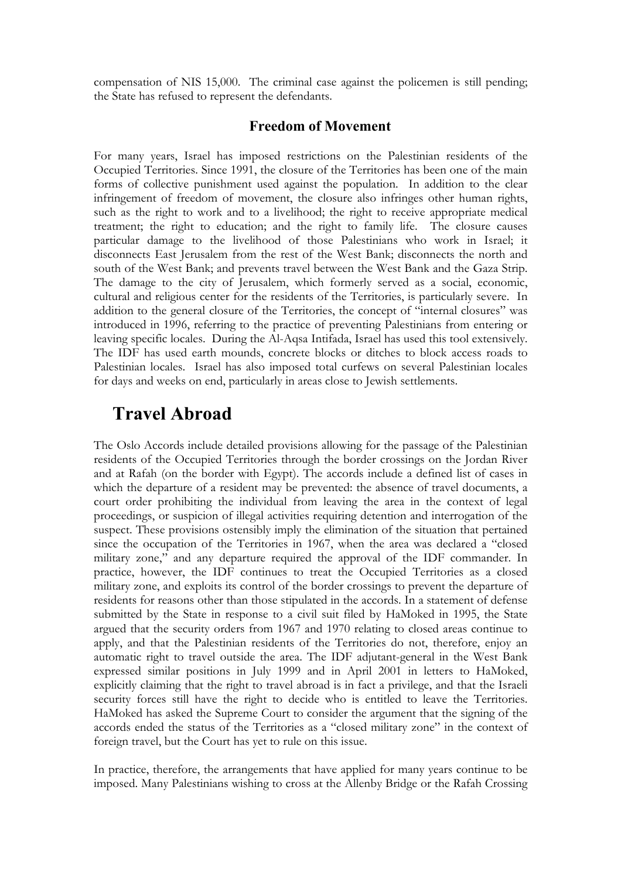compensation of NIS 15,000. The criminal case against the policemen is still pending; the State has refused to represent the defendants.

### Freedom of Movement

For many years, Israel has imposed restrictions on the Palestinian residents of the Occupied Territories. Since 1991, the closure of the Territories has been one of the main forms of collective punishment used against the population. In addition to the clear infringement of freedom of movement, the closure also infringes other human rights, such as the right to work and to a livelihood; the right to receive appropriate medical treatment; the right to education; and the right to family life. The closure causes particular damage to the livelihood of those Palestinians who work in Israel; it disconnects East Jerusalem from the rest of the West Bank; disconnects the north and south of the West Bank; and prevents travel between the West Bank and the Gaza Strip. The damage to the city of Jerusalem, which formerly served as a social, economic, cultural and religious center for the residents of the Territories, is particularly severe. In addition to the general closure of the Territories, the concept of "internal closures" was introduced in 1996, referring to the practice of preventing Palestinians from entering or leaving specific locales. During the Al-Aqsa Intifada, Israel has used this tool extensively. The IDF has used earth mounds, concrete blocks or ditches to block access roads to Palestinian locales. Israel has also imposed total curfews on several Palestinian locales for days and weeks on end, particularly in areas close to Jewish settlements.

## Travel Abroad

The Oslo Accords include detailed provisions allowing for the passage of the Palestinian residents of the Occupied Territories through the border crossings on the Jordan River and at Rafah (on the border with Egypt). The accords include a defined list of cases in which the departure of a resident may be prevented: the absence of travel documents, a court order prohibiting the individual from leaving the area in the context of legal proceedings, or suspicion of illegal activities requiring detention and interrogation of the suspect. These provisions ostensibly imply the elimination of the situation that pertained since the occupation of the Territories in 1967, when the area was declared a "closed military zone," and any departure required the approval of the IDF commander. In practice, however, the IDF continues to treat the Occupied Territories as a closed military zone, and exploits its control of the border crossings to prevent the departure of residents for reasons other than those stipulated in the accords. In a statement of defense submitted by the State in response to a civil suit filed by HaMoked in 1995, the State argued that the security orders from 1967 and 1970 relating to closed areas continue to apply, and that the Palestinian residents of the Territories do not, therefore, enjoy an automatic right to travel outside the area. The IDF adjutant-general in the West Bank expressed similar positions in July 1999 and in April 2001 in letters to HaMoked, explicitly claiming that the right to travel abroad is in fact a privilege, and that the Israeli security forces still have the right to decide who is entitled to leave the Territories. HaMoked has asked the Supreme Court to consider the argument that the signing of the accords ended the status of the Territories as a "closed military zone" in the context of foreign travel, but the Court has yet to rule on this issue.

In practice, therefore, the arrangements that have applied for many years continue to be imposed. Many Palestinians wishing to cross at the Allenby Bridge or the Rafah Crossing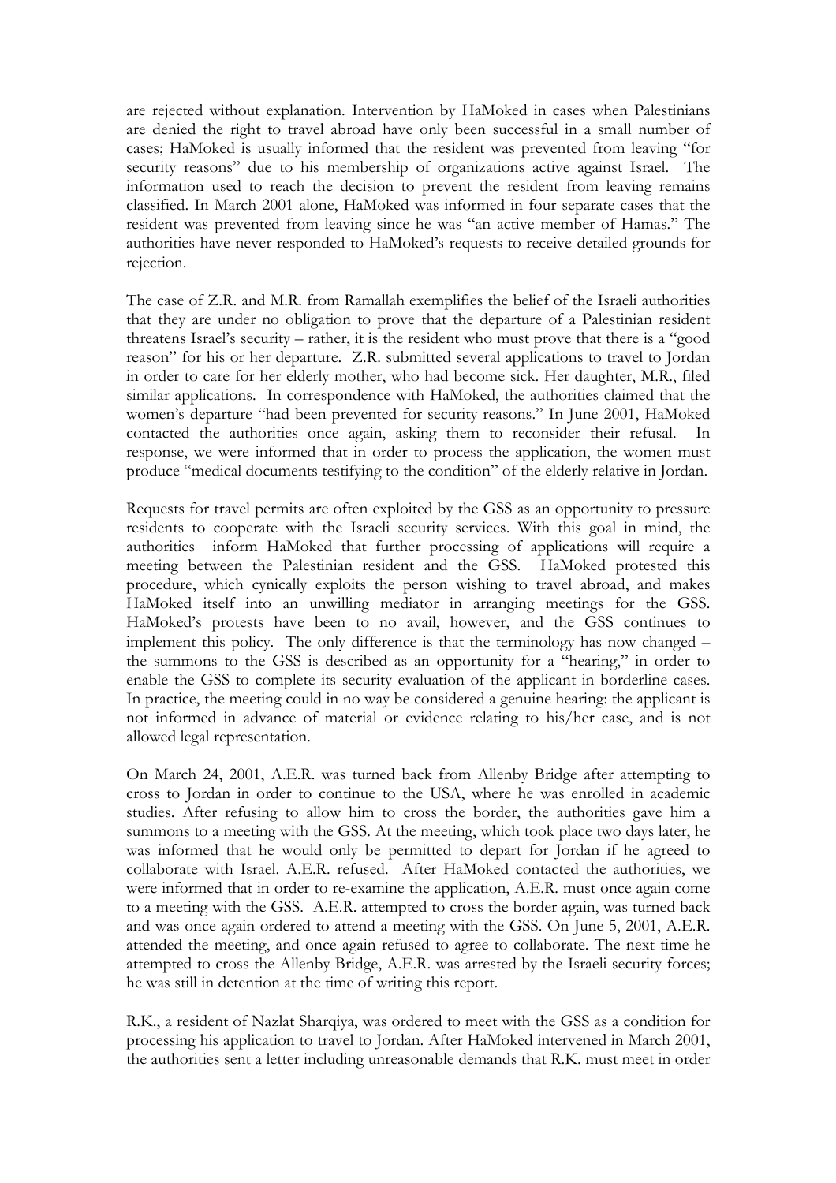are rejected without explanation. Intervention by HaMoked in cases when Palestinians are denied the right to travel abroad have only been successful in a small number of cases; HaMoked is usually informed that the resident was prevented from leaving "for security reasons" due to his membership of organizations active against Israel. The information used to reach the decision to prevent the resident from leaving remains classified. In March 2001 alone, HaMoked was informed in four separate cases that the resident was prevented from leaving since he was "an active member of Hamas." The authorities have never responded to HaMoked's requests to receive detailed grounds for rejection.

The case of Z.R. and M.R. from Ramallah exemplifies the belief of the Israeli authorities that they are under no obligation to prove that the departure of a Palestinian resident threatens Israel's security – rather, it is the resident who must prove that there is a "good reason" for his or her departure. Z.R. submitted several applications to travel to Jordan in order to care for her elderly mother, who had become sick. Her daughter, M.R., filed similar applications. In correspondence with HaMoked, the authorities claimed that the women's departure "had been prevented for security reasons." In June 2001, HaMoked contacted the authorities once again, asking them to reconsider their refusal. In response, we were informed that in order to process the application, the women must produce "medical documents testifying to the condition" of the elderly relative in Jordan.

Requests for travel permits are often exploited by the GSS as an opportunity to pressure residents to cooperate with the Israeli security services. With this goal in mind, the authorities inform HaMoked that further processing of applications will require a meeting between the Palestinian resident and the GSS. HaMoked protested this procedure, which cynically exploits the person wishing to travel abroad, and makes HaMoked itself into an unwilling mediator in arranging meetings for the GSS. HaMoked's protests have been to no avail, however, and the GSS continues to implement this policy. The only difference is that the terminology has now changed – the summons to the GSS is described as an opportunity for a "hearing," in order to enable the GSS to complete its security evaluation of the applicant in borderline cases. In practice, the meeting could in no way be considered a genuine hearing: the applicant is not informed in advance of material or evidence relating to his/her case, and is not allowed legal representation.

On March 24, 2001, A.E.R. was turned back from Allenby Bridge after attempting to cross to Jordan in order to continue to the USA, where he was enrolled in academic studies. After refusing to allow him to cross the border, the authorities gave him a summons to a meeting with the GSS. At the meeting, which took place two days later, he was informed that he would only be permitted to depart for Jordan if he agreed to collaborate with Israel. A.E.R. refused. After HaMoked contacted the authorities, we were informed that in order to re-examine the application, A.E.R. must once again come to a meeting with the GSS. A.E.R. attempted to cross the border again, was turned back and was once again ordered to attend a meeting with the GSS. On June 5, 2001, A.E.R. attended the meeting, and once again refused to agree to collaborate. The next time he attempted to cross the Allenby Bridge, A.E.R. was arrested by the Israeli security forces; he was still in detention at the time of writing this report.

R.K., a resident of Nazlat Sharqiya, was ordered to meet with the GSS as a condition for processing his application to travel to Jordan. After HaMoked intervened in March 2001, the authorities sent a letter including unreasonable demands that R.K. must meet in order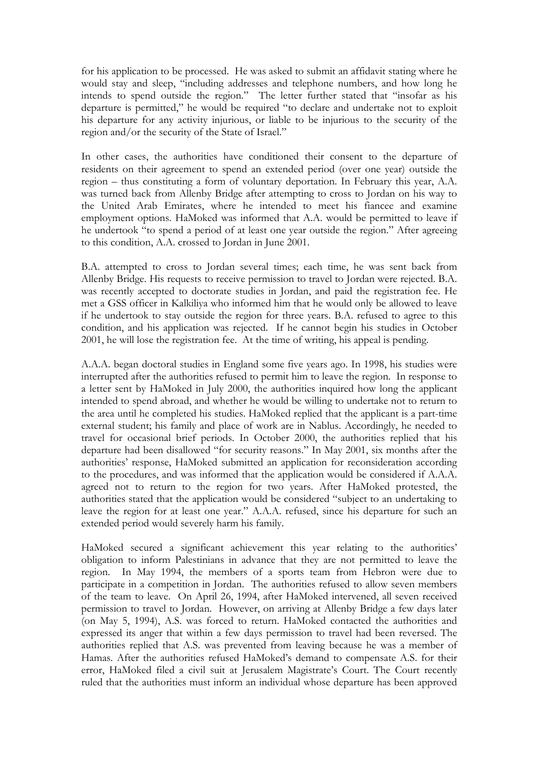for his application to be processed. He was asked to submit an affidavit stating where he would stay and sleep, "including addresses and telephone numbers, and how long he intends to spend outside the region." The letter further stated that "insofar as his departure is permitted," he would be required "to declare and undertake not to exploit his departure for any activity injurious, or liable to be injurious to the security of the region and/or the security of the State of Israel."

In other cases, the authorities have conditioned their consent to the departure of residents on their agreement to spend an extended period (over one year) outside the region – thus constituting a form of voluntary deportation. In February this year, A.A. was turned back from Allenby Bridge after attempting to cross to Jordan on his way to the United Arab Emirates, where he intended to meet his fiancee and examine employment options. HaMoked was informed that A.A. would be permitted to leave if he undertook "to spend a period of at least one year outside the region." After agreeing to this condition, A.A. crossed to Jordan in June 2001.

B.A. attempted to cross to Jordan several times; each time, he was sent back from Allenby Bridge. His requests to receive permission to travel to Jordan were rejected. B.A. was recently accepted to doctorate studies in Jordan, and paid the registration fee. He met a GSS officer in Kalkiliya who informed him that he would only be allowed to leave if he undertook to stay outside the region for three years. B.A. refused to agree to this condition, and his application was rejected. If he cannot begin his studies in October 2001, he will lose the registration fee. At the time of writing, his appeal is pending.

A.A.A. began doctoral studies in England some five years ago. In 1998, his studies were interrupted after the authorities refused to permit him to leave the region. In response to a letter sent by HaMoked in July 2000, the authorities inquired how long the applicant intended to spend abroad, and whether he would be willing to undertake not to return to the area until he completed his studies. HaMoked replied that the applicant is a part-time external student; his family and place of work are in Nablus. Accordingly, he needed to travel for occasional brief periods. In October 2000, the authorities replied that his departure had been disallowed "for security reasons." In May 2001, six months after the authorities' response, HaMoked submitted an application for reconsideration according to the procedures, and was informed that the application would be considered if A.A.A. agreed not to return to the region for two years. After HaMoked protested, the authorities stated that the application would be considered "subject to an undertaking to leave the region for at least one year." A.A.A. refused, since his departure for such an extended period would severely harm his family.

HaMoked secured a significant achievement this year relating to the authorities' obligation to inform Palestinians in advance that they are not permitted to leave the region. In May 1994, the members of a sports team from Hebron were due to participate in a competition in Jordan. The authorities refused to allow seven members of the team to leave. On April 26, 1994, after HaMoked intervened, all seven received permission to travel to Jordan. However, on arriving at Allenby Bridge a few days later (on May 5, 1994), A.S. was forced to return. HaMoked contacted the authorities and expressed its anger that within a few days permission to travel had been reversed. The authorities replied that A.S. was prevented from leaving because he was a member of Hamas. After the authorities refused HaMoked's demand to compensate A.S. for their error, HaMoked filed a civil suit at Jerusalem Magistrate's Court. The Court recently ruled that the authorities must inform an individual whose departure has been approved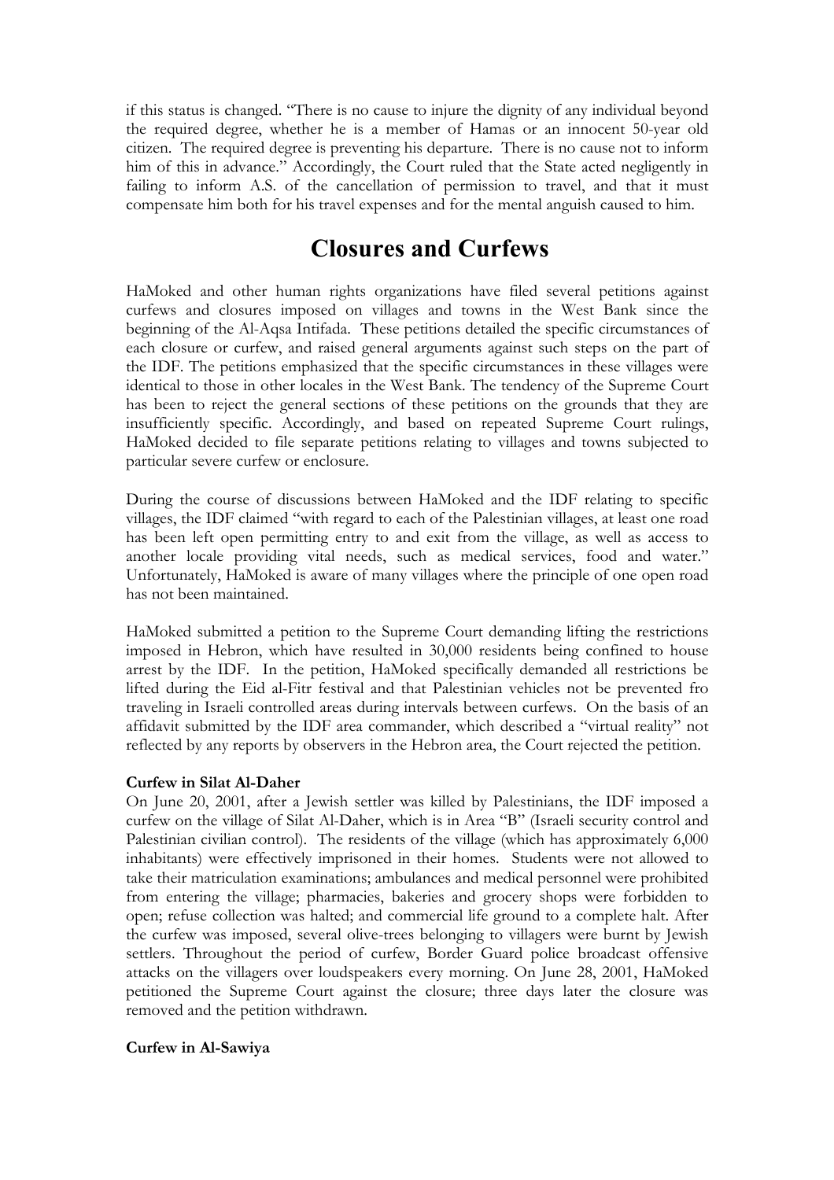if this status is changed. "There is no cause to injure the dignity of any individual beyond the required degree, whether he is a member of Hamas or an innocent 50-year old citizen. The required degree is preventing his departure. There is no cause not to inform him of this in advance." Accordingly, the Court ruled that the State acted negligently in failing to inform A.S. of the cancellation of permission to travel, and that it must compensate him both for his travel expenses and for the mental anguish caused to him.

# Closures and Curfews

HaMoked and other human rights organizations have filed several petitions against curfews and closures imposed on villages and towns in the West Bank since the beginning of the Al-Aqsa Intifada. These petitions detailed the specific circumstances of each closure or curfew, and raised general arguments against such steps on the part of the IDF. The petitions emphasized that the specific circumstances in these villages were identical to those in other locales in the West Bank. The tendency of the Supreme Court has been to reject the general sections of these petitions on the grounds that they are insufficiently specific. Accordingly, and based on repeated Supreme Court rulings, HaMoked decided to file separate petitions relating to villages and towns subjected to particular severe curfew or enclosure.

During the course of discussions between HaMoked and the IDF relating to specific villages, the IDF claimed "with regard to each of the Palestinian villages, at least one road has been left open permitting entry to and exit from the village, as well as access to another locale providing vital needs, such as medical services, food and water." Unfortunately, HaMoked is aware of many villages where the principle of one open road has not been maintained.

HaMoked submitted a petition to the Supreme Court demanding lifting the restrictions imposed in Hebron, which have resulted in 30,000 residents being confined to house arrest by the IDF. In the petition, HaMoked specifically demanded all restrictions be lifted during the Eid al-Fitr festival and that Palestinian vehicles not be prevented fro traveling in Israeli controlled areas during intervals between curfews. On the basis of an affidavit submitted by the IDF area commander, which described a "virtual reality" not reflected by any reports by observers in the Hebron area, the Court rejected the petition.

**Curfew in Silat Al-Daher**

On June 20, 2001, after a Jewish settler was killed by Palestinians, the IDF imposed a curfew on the village of Silat Al-Daher, which is in Area "B" (Israeli security control and Palestinian civilian control). The residents of the village (which has approximately 6,000 inhabitants) were effectively imprisoned in their homes. Students were not allowed to take their matriculation examinations; ambulances and medical personnel were prohibited from entering the village; pharmacies, bakeries and grocery shops were forbidden to open; refuse collection was halted; and commercial life ground to a complete halt. After the curfew was imposed, several olive-trees belonging to villagers were burnt by Jewish settlers. Throughout the period of curfew, Border Guard police broadcast offensive attacks on the villagers over loudspeakers every morning. On June 28, 2001, HaMoked petitioned the Supreme Court against the closure; three days later the closure was removed and the petition withdrawn.

**Curfew in Al-Sawiya**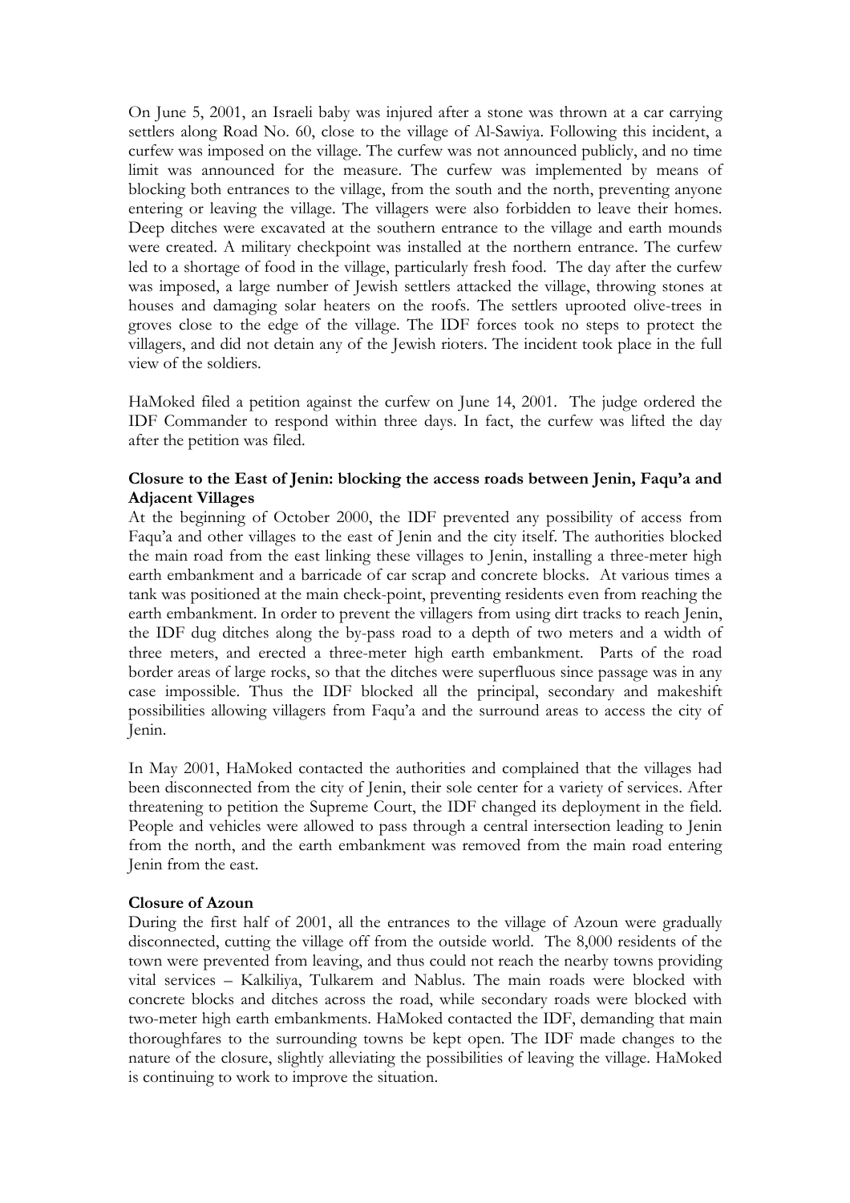On June 5, 2001, an Israeli baby was injured after a stone was thrown at a car carrying settlers along Road No. 60, close to the village of Al-Sawiya. Following this incident, a curfew was imposed on the village. The curfew was not announced publicly, and no time limit was announced for the measure. The curfew was implemented by means of blocking both entrances to the village, from the south and the north, preventing anyone entering or leaving the village. The villagers were also forbidden to leave their homes. Deep ditches were excavated at the southern entrance to the village and earth mounds were created. A military checkpoint was installed at the northern entrance. The curfew led to a shortage of food in the village, particularly fresh food. The day after the curfew was imposed, a large number of Jewish settlers attacked the village, throwing stones at houses and damaging solar heaters on the roofs. The settlers uprooted olive-trees in groves close to the edge of the village. The IDF forces took no steps to protect the villagers, and did not detain any of the Jewish rioters. The incident took place in the full view of the soldiers.

HaMoked filed a petition against the curfew on June 14, 2001. The judge ordered the IDF Commander to respond within three days. In fact, the curfew was lifted the day after the petition was filed.

**Closure to the East of Jenin: blocking the access roads between Jenin, Faqu'a and Adjacent Villages**

At the beginning of October 2000, the IDF prevented any possibility of access from Faqu'a and other villages to the east of Jenin and the city itself. The authorities blocked the main road from the east linking these villages to Jenin, installing a three-meter high earth embankment and a barricade of car scrap and concrete blocks. At various times a tank was positioned at the main check-point, preventing residents even from reaching the earth embankment. In order to prevent the villagers from using dirt tracks to reach Jenin, the IDF dug ditches along the by-pass road to a depth of two meters and a width of three meters, and erected a three-meter high earth embankment. Parts of the road border areas of large rocks, so that the ditches were superfluous since passage was in any case impossible. Thus the IDF blocked all the principal, secondary and makeshift possibilities allowing villagers from Faqu'a and the surround areas to access the city of Jenin.

In May 2001, HaMoked contacted the authorities and complained that the villages had been disconnected from the city of Jenin, their sole center for a variety of services. After threatening to petition the Supreme Court, the IDF changed its deployment in the field. People and vehicles were allowed to pass through a central intersection leading to Jenin from the north, and the earth embankment was removed from the main road entering Jenin from the east.

**Closure of Azoun**

During the first half of 2001, all the entrances to the village of Azoun were gradually disconnected, cutting the village off from the outside world. The 8,000 residents of the town were prevented from leaving, and thus could not reach the nearby towns providing vital services – Kalkiliya, Tulkarem and Nablus. The main roads were blocked with concrete blocks and ditches across the road, while secondary roads were blocked with two-meter high earth embankments. HaMoked contacted the IDF, demanding that main thoroughfares to the surrounding towns be kept open. The IDF made changes to the nature of the closure, slightly alleviating the possibilities of leaving the village. HaMoked is continuing to work to improve the situation.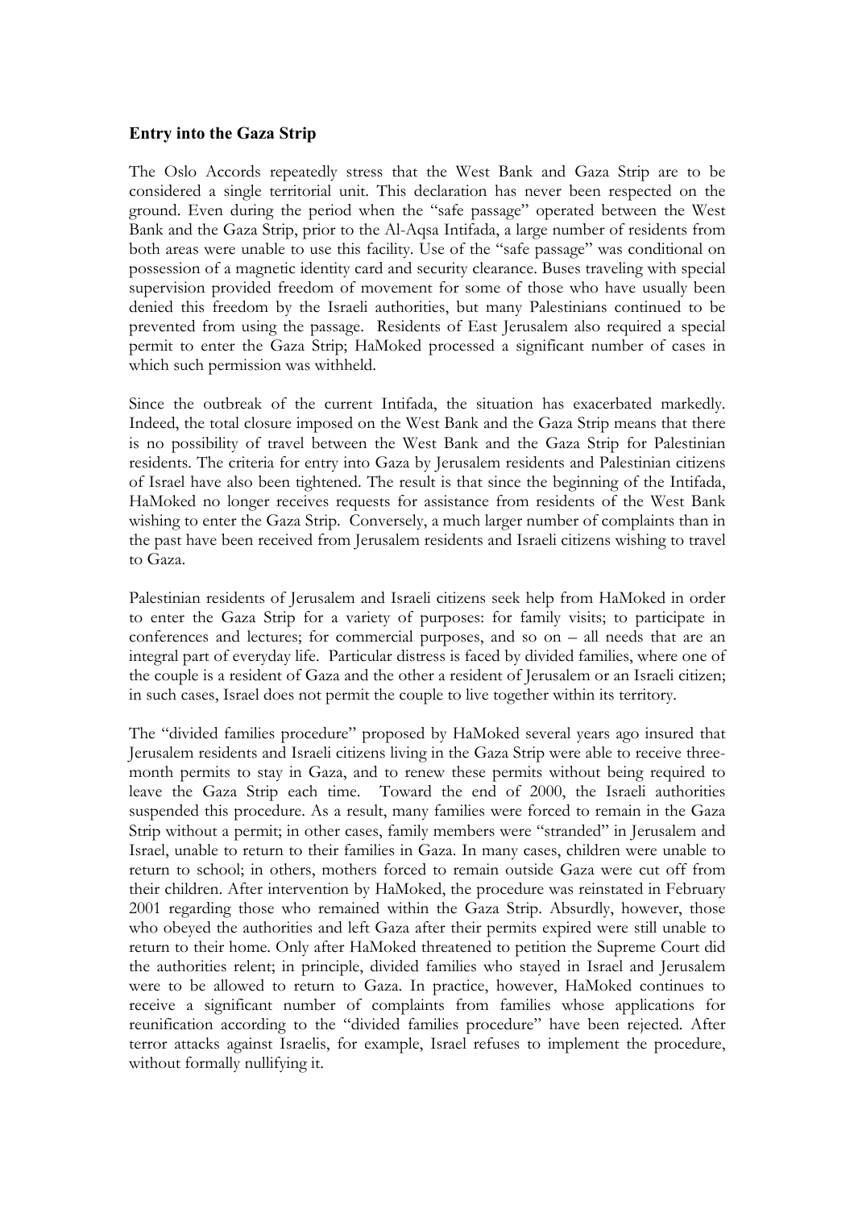### Entry into the Gaza Strip

The Oslo Accords repeatedly stress that the West Bank and Gaza Strip are to be considered a single territorial unit. This declaration has never been respected on the ground. Even during the period when the "safe passage" operated between the West Bank and the Gaza Strip, prior to the Al-Aqsa Intifada, a large number of residents from both areas were unable to use this facility. Use of the "safe passage" was conditional on possession of a magnetic identity card and security clearance. Buses traveling with special supervision provided freedom of movement for some of those who have usually been denied this freedom by the Israeli authorities, but many Palestinians continued to be prevented from using the passage. Residents of East Jerusalem also required a special permit to enter the Gaza Strip; HaMoked processed a significant number of cases in which such permission was withheld.

Since the outbreak of the current Intifada, the situation has exacerbated markedly. Indeed, the total closure imposed on the West Bank and the Gaza Strip means that there is no possibility of travel between the West Bank and the Gaza Strip for Palestinian residents. The criteria for entry into Gaza by Jerusalem residents and Palestinian citizens of Israel have also been tightened. The result is that since the beginning of the Intifada, HaMoked no longer receives requests for assistance from residents of the West Bank wishing to enter the Gaza Strip. Conversely, a much larger number of complaints than in the past have been received from Jerusalem residents and Israeli citizens wishing to travel to Gaza.

Palestinian residents of Jerusalem and Israeli citizens seek help from HaMoked in order to enter the Gaza Strip for a variety of purposes: for family visits; to participate in conferences and lectures; for commercial purposes, and so on – all needs that are an integral part of everyday life. Particular distress is faced by divided families, where one of the couple is a resident of Gaza and the other a resident of Jerusalem or an Israeli citizen; in such cases, Israel does not permit the couple to live together within its territory.

The "divided families procedure" proposed by HaMoked several years ago insured that Jerusalem residents and Israeli citizens living in the Gaza Strip were able to receive three-month permits to stay in Gaza, and to renew these permits without being required to leave the Gaza Strip each time. Toward the end of 2000, the Israeli authorities suspended this procedure. As a result, many families were forced to remain in the Gaza Strip without a permit; in other cases, family members were "stranded" in Jerusalem and Israel, unable to return to their families in Gaza. In many cases, children were unable to return to school; in others, mothers forced to remain outside Gaza were cut off from their children. After intervention by HaMoked, the procedure was reinstated in February 2001 regarding those who remained within the Gaza Strip. Absurdly, however, those who obeyed the authorities and left Gaza after their permits expired were still unable to return to their home. Only after HaMoked threatened to petition the Supreme Court did the authorities relent; in principle, divided families who stayed in Israel and Jerusalem were to be allowed to return to Gaza. In practice, however, HaMoked continues to receive a significant number of complaints from families whose applications for reunification according to the "divided families procedure" have been rejected. After terror attacks against Israelis, for example, Israel refuses to implement the procedure, without formally nullifying it.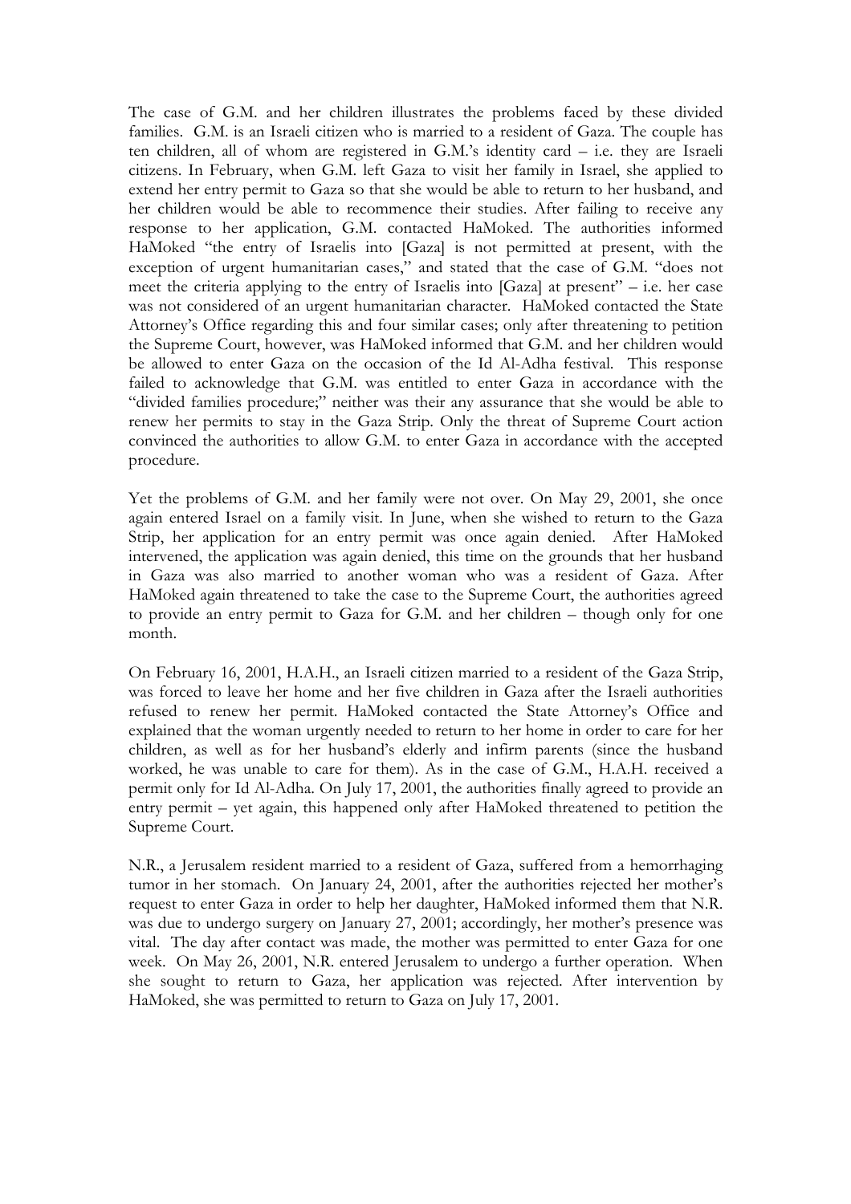The case of G.M. and her children illustrates the problems faced by these divided families. G.M. is an Israeli citizen who is married to a resident of Gaza. The couple has ten children, all of whom are registered in G.M.'s identity card – i.e. they are Israeli citizens. In February, when G.M. left Gaza to visit her family in Israel, she applied to extend her entry permit to Gaza so that she would be able to return to her husband, and her children would be able to recommence their studies. After failing to receive any response to her application, G.M. contacted HaMoked. The authorities informed HaMoked "the entry of Israelis into [Gaza] is not permitted at present, with the exception of urgent humanitarian cases," and stated that the case of G.M. "does not meet the criteria applying to the entry of Israelis into [Gaza] at present" – i.e. her case was not considered of an urgent humanitarian character. HaMoked contacted the State Attorney's Office regarding this and four similar cases; only after threatening to petition the Supreme Court, however, was HaMoked informed that G.M. and her children would be allowed to enter Gaza on the occasion of the Id Al-Adha festival. This response failed to acknowledge that G.M. was entitled to enter Gaza in accordance with the "divided families procedure;" neither was their any assurance that she would be able to renew her permits to stay in the Gaza Strip. Only the threat of Supreme Court action convinced the authorities to allow G.M. to enter Gaza in accordance with the accepted procedure.

Yet the problems of G.M. and her family were not over. On May 29, 2001, she once again entered Israel on a family visit. In June, when she wished to return to the Gaza Strip, her application for an entry permit was once again denied. After HaMoked intervened, the application was again denied, this time on the grounds that her husband in Gaza was also married to another woman who was a resident of Gaza. After HaMoked again threatened to take the case to the Supreme Court, the authorities agreed to provide an entry permit to Gaza for G.M. and her children – though only for one month.

On February 16, 2001, H.A.H., an Israeli citizen married to a resident of the Gaza Strip, was forced to leave her home and her five children in Gaza after the Israeli authorities refused to renew her permit. HaMoked contacted the State Attorney's Office and explained that the woman urgently needed to return to her home in order to care for her children, as well as for her husband's elderly and infirm parents (since the husband worked, he was unable to care for them). As in the case of G.M., H.A.H. received a permit only for Id Al-Adha. On July 17, 2001, the authorities finally agreed to provide an entry permit – yet again, this happened only after HaMoked threatened to petition the Supreme Court.

N.R., a Jerusalem resident married to a resident of Gaza, suffered from a hemorrhaging tumor in her stomach. On January 24, 2001, after the authorities rejected her mother's request to enter Gaza in order to help her daughter, HaMoked informed them that N.R. was due to undergo surgery on January 27, 2001; accordingly, her mother's presence was vital. The day after contact was made, the mother was permitted to enter Gaza for one week. On May 26, 2001, N.R. entered Jerusalem to undergo a further operation. When she sought to return to Gaza, her application was rejected. After intervention by HaMoked, she was permitted to return to Gaza on July 17, 2001.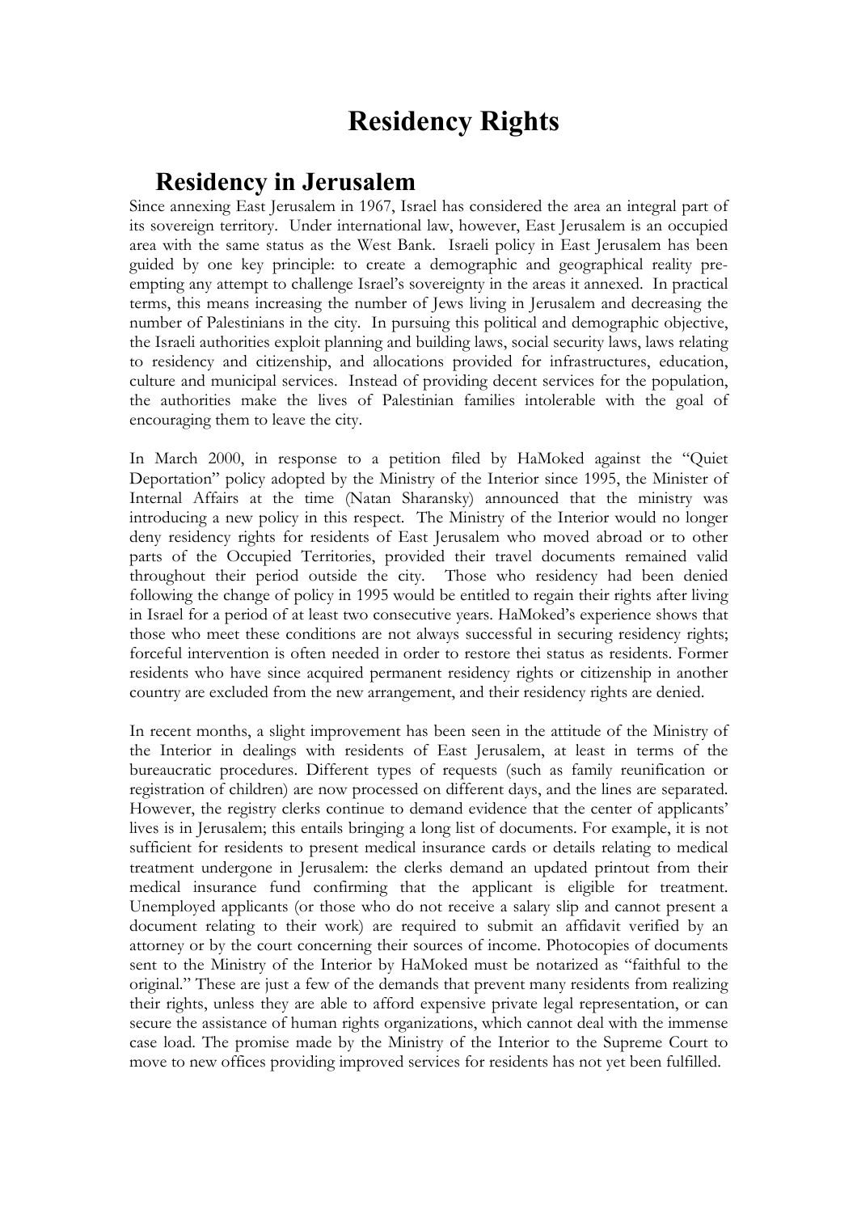# Residency Rights

## Residency in Jerusalem

Since annexing East Jerusalem in 1967, Israel has considered the area an integral part of its sovereign territory. Under international law, however, East Jerusalem is an occupied area with the same status as the West Bank. Israeli policy in East Jerusalem has been guided by one key principle: to create a demographic and geographical reality pre-empting any attempt to challenge Israel's sovereignty in the areas it annexed. In practical terms, this means increasing the number of Jews living in Jerusalem and decreasing the number of Palestinians in the city. In pursuing this political and demographic objective, the Israeli authorities exploit planning and building laws, social security laws, laws relating to residency and citizenship, and allocations provided for infrastructures, education, culture and municipal services. Instead of providing decent services for the population, the authorities make the lives of Palestinian families intolerable with the goal of encouraging them to leave the city.

In March 2000, in response to a petition filed by HaMoked against the "Quiet Deportation" policy adopted by the Ministry of the Interior since 1995, the Minister of Internal Affairs at the time (Natan Sharansky) announced that the ministry was introducing a new policy in this respect. The Ministry of the Interior would no longer deny residency rights for residents of East Jerusalem who moved abroad or to other parts of the Occupied Territories, provided their travel documents remained valid throughout their period outside the city. Those who residency had been denied following the change of policy in 1995 would be entitled to regain their rights after living in Israel for a period of at least two consecutive years. HaMoked's experience shows that those who meet these conditions are not always successful in securing residency rights; forceful intervention is often needed in order to restore thei status as residents. Former residents who have since acquired permanent residency rights or citizenship in another country are excluded from the new arrangement, and their residency rights are denied.

In recent months, a slight improvement has been seen in the attitude of the Ministry of the Interior in dealings with residents of East Jerusalem, at least in terms of the bureaucratic procedures. Different types of requests (such as family reunification or registration of children) are now processed on different days, and the lines are separated. However, the registry clerks continue to demand evidence that the center of applicants' lives is in Jerusalem; this entails bringing a long list of documents. For example, it is not sufficient for residents to present medical insurance cards or details relating to medical treatment undergone in Jerusalem: the clerks demand an updated printout from their medical insurance fund confirming that the applicant is eligible for treatment. Unemployed applicants (or those who do not receive a salary slip and cannot present a document relating to their work) are required to submit an affidavit verified by an attorney or by the court concerning their sources of income. Photocopies of documents sent to the Ministry of the Interior by HaMoked must be notarized as "faithful to the original." These are just a few of the demands that prevent many residents from realizing their rights, unless they are able to afford expensive private legal representation, or can secure the assistance of human rights organizations, which cannot deal with the immense case load. The promise made by the Ministry of the Interior to the Supreme Court to move to new offices providing improved services for residents has not yet been fulfilled.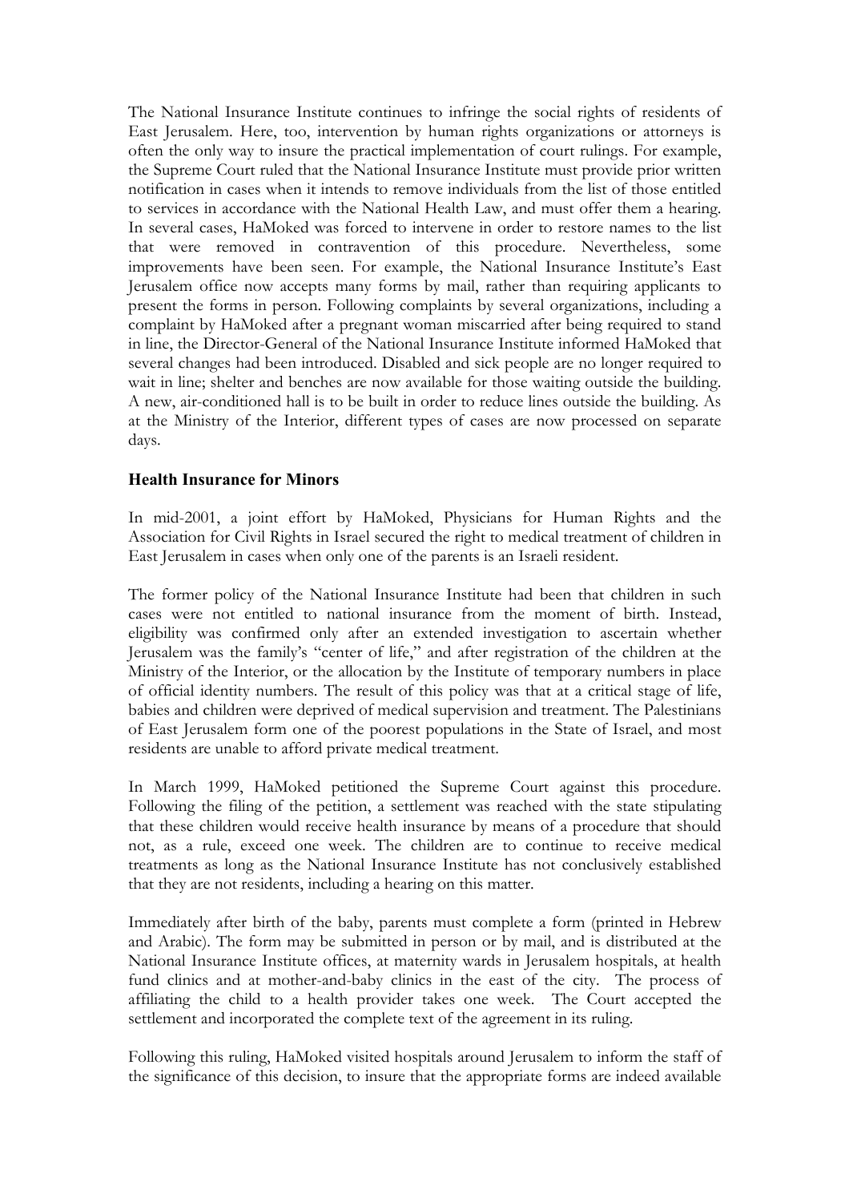The National Insurance Institute continues to infringe the social rights of residents of East Jerusalem. Here, too, intervention by human rights organizations or attorneys is often the only way to insure the practical implementation of court rulings. For example, the Supreme Court ruled that the National Insurance Institute must provide prior written notification in cases when it intends to remove individuals from the list of those entitled to services in accordance with the National Health Law, and must offer them a hearing. In several cases, HaMoked was forced to intervene in order to restore names to the list that were removed in contravention of this procedure. Nevertheless, some improvements have been seen. For example, the National Insurance Institute's East Jerusalem office now accepts many forms by mail, rather than requiring applicants to present the forms in person. Following complaints by several organizations, including a complaint by HaMoked after a pregnant woman miscarried after being required to stand in line, the Director-General of the National Insurance Institute informed HaMoked that several changes had been introduced. Disabled and sick people are no longer required to wait in line; shelter and benches are now available for those waiting outside the building. A new, air-conditioned hall is to be built in order to reduce lines outside the building. As at the Ministry of the Interior, different types of cases are now processed on separate days.

### Health Insurance for Minors

In mid-2001, a joint effort by HaMoked, Physicians for Human Rights and the Association for Civil Rights in Israel secured the right to medical treatment of children in East Jerusalem in cases when only one of the parents is an Israeli resident.

The former policy of the National Insurance Institute had been that children in such cases were not entitled to national insurance from the moment of birth. Instead, eligibility was confirmed only after an extended investigation to ascertain whether Jerusalem was the family's "center of life," and after registration of the children at the Ministry of the Interior, or the allocation by the Institute of temporary numbers in place of official identity numbers. The result of this policy was that at a critical stage of life, babies and children were deprived of medical supervision and treatment. The Palestinians of East Jerusalem form one of the poorest populations in the State of Israel, and most residents are unable to afford private medical treatment.

In March 1999, HaMoked petitioned the Supreme Court against this procedure. Following the filing of the petition, a settlement was reached with the state stipulating that these children would receive health insurance by means of a procedure that should not, as a rule, exceed one week. The children are to continue to receive medical treatments as long as the National Insurance Institute has not conclusively established that they are not residents, including a hearing on this matter.

Immediately after birth of the baby, parents must complete a form (printed in Hebrew and Arabic). The form may be submitted in person or by mail, and is distributed at the National Insurance Institute offices, at maternity wards in Jerusalem hospitals, at health fund clinics and at mother-and-baby clinics in the east of the city. The process of affiliating the child to a health provider takes one week. The Court accepted the settlement and incorporated the complete text of the agreement in its ruling.

Following this ruling, HaMoked visited hospitals around Jerusalem to inform the staff of the significance of this decision, to insure that the appropriate forms are indeed available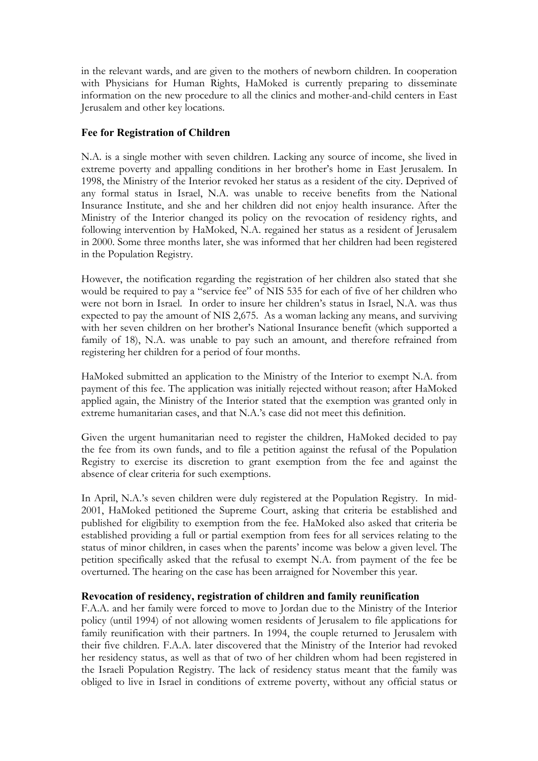in the relevant wards, and are given to the mothers of newborn children. In cooperation with Physicians for Human Rights, HaMoked is currently preparing to disseminate information on the new procedure to all the clinics and mother-and-child centers in East Jerusalem and other key locations.

### Fee for Registration of Children

N.A. is a single mother with seven children. Lacking any source of income, she lived in extreme poverty and appalling conditions in her brother's home in East Jerusalem. In 1998, the Ministry of the Interior revoked her status as a resident of the city. Deprived of any formal status in Israel, N.A. was unable to receive benefits from the National Insurance Institute, and she and her children did not enjoy health insurance. After the Ministry of the Interior changed its policy on the revocation of residency rights, and following intervention by HaMoked, N.A. regained her status as a resident of Jerusalem in 2000. Some three months later, she was informed that her children had been registered in the Population Registry.

However, the notification regarding the registration of her children also stated that she would be required to pay a "service fee" of NIS 535 for each of five of her children who were not born in Israel. In order to insure her children's status in Israel, N.A. was thus expected to pay the amount of NIS 2,675. As a woman lacking any means, and surviving with her seven children on her brother's National Insurance benefit (which supported a family of 18), N.A. was unable to pay such an amount, and therefore refrained from registering her children for a period of four months.

HaMoked submitted an application to the Ministry of the Interior to exempt N.A. from payment of this fee. The application was initially rejected without reason; after HaMoked applied again, the Ministry of the Interior stated that the exemption was granted only in extreme humanitarian cases, and that N.A.'s case did not meet this definition.

Given the urgent humanitarian need to register the children, HaMoked decided to pay the fee from its own funds, and to file a petition against the refusal of the Population Registry to exercise its discretion to grant exemption from the fee and against the absence of clear criteria for such exemptions.

In April, N.A.'s seven children were duly registered at the Population Registry. In mid-2001, HaMoked petitioned the Supreme Court, asking that criteria be established and published for eligibility to exemption from the fee. HaMoked also asked that criteria be established providing a full or partial exemption from fees for all services relating to the status of minor children, in cases when the parents' income was below a given level. The petition specifically asked that the refusal to exempt N.A. from payment of the fee be overturned. The hearing on the case has been arraigned for November this year.

### Revocation of residency, registration of children and family reunification

F.A.A. and her family were forced to move to Jordan due to the Ministry of the Interior policy (until 1994) of not allowing women residents of Jerusalem to file applications for family reunification with their partners. In 1994, the couple returned to Jerusalem with their five children. F.A.A. later discovered that the Ministry of the Interior had revoked her residency status, as well as that of two of her children whom had been registered in the Israeli Population Registry. The lack of residency status meant that the family was obliged to live in Israel in conditions of extreme poverty, without any official status or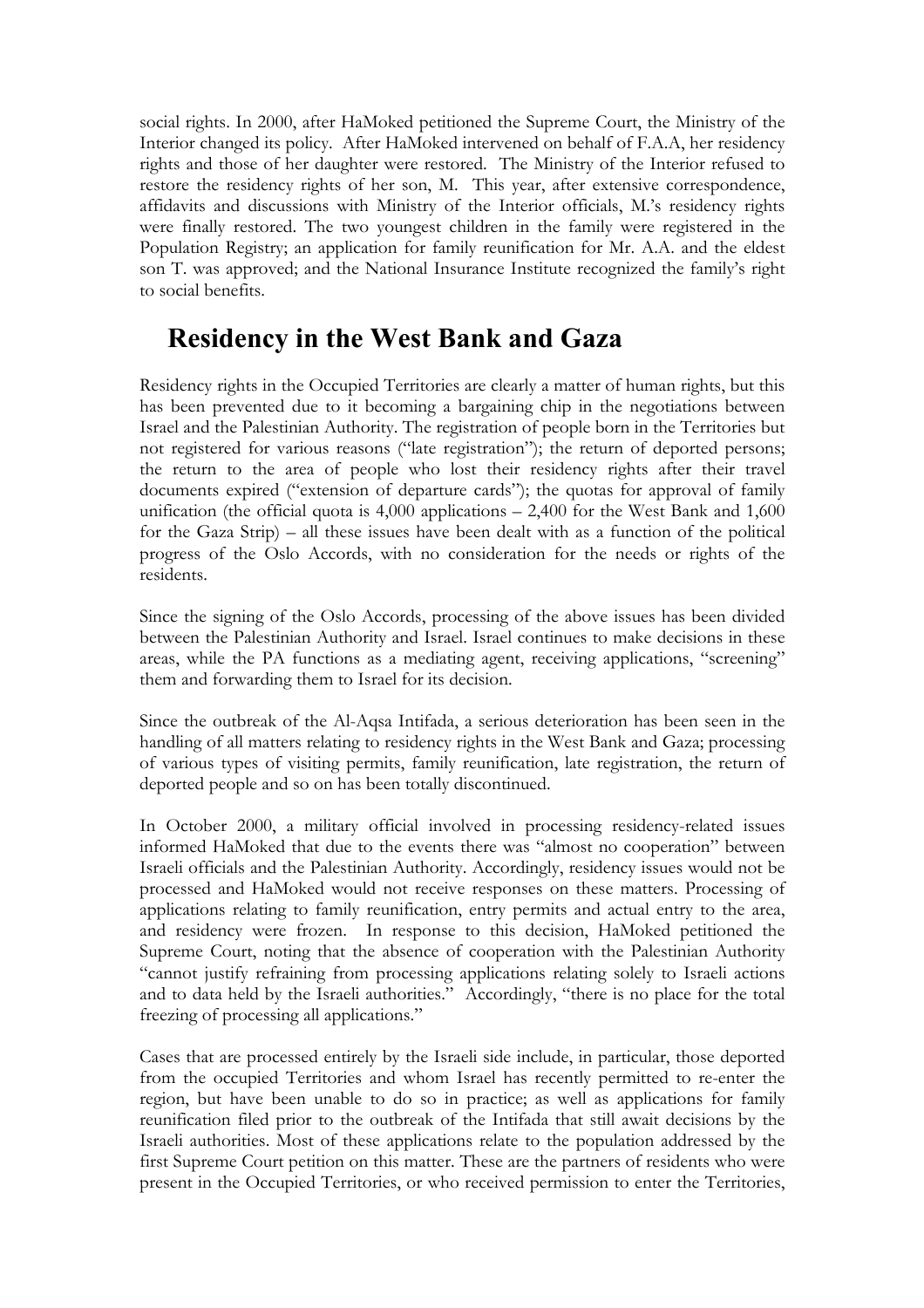social rights. In 2000, after HaMoked petitioned the Supreme Court, the Ministry of the Interior changed its policy. After HaMoked intervened on behalf of F.A.A, her residency rights and those of her daughter were restored. The Ministry of the Interior refused to restore the residency rights of her son, M. This year, after extensive correspondence, affidavits and discussions with Ministry of the Interior officials, M.'s residency rights were finally restored. The two youngest children in the family were registered in the Population Registry; an application for family reunification for Mr. A.A. and the eldest son T. was approved; and the National Insurance Institute recognized the family's right to social benefits.

## Residency in the West Bank and Gaza

Residency rights in the Occupied Territories are clearly a matter of human rights, but this has been prevented due to it becoming a bargaining chip in the negotiations between Israel and the Palestinian Authority. The registration of people born in the Territories but not registered for various reasons ("late registration"); the return of deported persons; the return to the area of people who lost their residency rights after their travel documents expired ("extension of departure cards"); the quotas for approval of family unification (the official quota is 4,000 applications – 2,400 for the West Bank and 1,600 for the Gaza Strip) – all these issues have been dealt with as a function of the political progress of the Oslo Accords, with no consideration for the needs or rights of the residents.

Since the signing of the Oslo Accords, processing of the above issues has been divided between the Palestinian Authority and Israel. Israel continues to make decisions in these areas, while the PA functions as a mediating agent, receiving applications, "screening" them and forwarding them to Israel for its decision.

Since the outbreak of the Al-Aqsa Intifada, a serious deterioration has been seen in the handling of all matters relating to residency rights in the West Bank and Gaza; processing of various types of visiting permits, family reunification, late registration, the return of deported people and so on has been totally discontinued.

In October 2000, a military official involved in processing residency-related issues informed HaMoked that due to the events there was "almost no cooperation" between Israeli officials and the Palestinian Authority. Accordingly, residency issues would not be processed and HaMoked would not receive responses on these matters. Processing of applications relating to family reunification, entry permits and actual entry to the area, and residency were frozen. In response to this decision, HaMoked petitioned the Supreme Court, noting that the absence of cooperation with the Palestinian Authority "cannot justify refraining from processing applications relating solely to Israeli actions and to data held by the Israeli authorities." Accordingly, "there is no place for the total freezing of processing all applications."

Cases that are processed entirely by the Israeli side include, in particular, those deported from the occupied Territories and whom Israel has recently permitted to re-enter the region, but have been unable to do so in practice; as well as applications for family reunification filed prior to the outbreak of the Intifada that still await decisions by the Israeli authorities. Most of these applications relate to the population addressed by the first Supreme Court petition on this matter. These are the partners of residents who were present in the Occupied Territories, or who received permission to enter the Territories,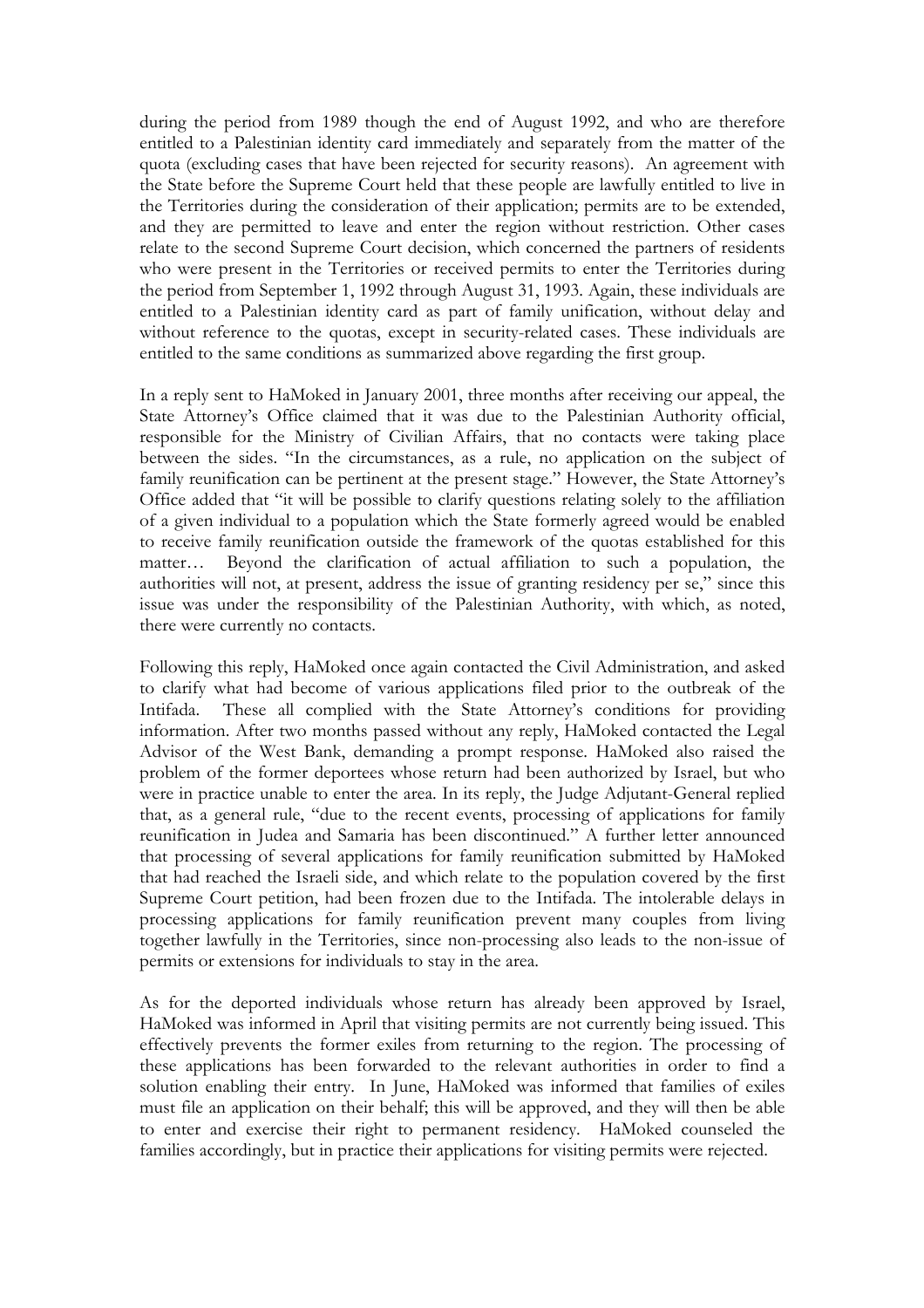during the period from 1989 though the end of August 1992, and who are therefore entitled to a Palestinian identity card immediately and separately from the matter of the quota (excluding cases that have been rejected for security reasons). An agreement with the State before the Supreme Court held that these people are lawfully entitled to live in the Territories during the consideration of their application; permits are to be extended, and they are permitted to leave and enter the region without restriction. Other cases relate to the second Supreme Court decision, which concerned the partners of residents who were present in the Territories or received permits to enter the Territories during the period from September 1, 1992 through August 31, 1993. Again, these individuals are entitled to a Palestinian identity card as part of family unification, without delay and without reference to the quotas, except in security-related cases. These individuals are entitled to the same conditions as summarized above regarding the first group.

In a reply sent to HaMoked in January 2001, three months after receiving our appeal, the State Attorney's Office claimed that it was due to the Palestinian Authority official, responsible for the Ministry of Civilian Affairs, that no contacts were taking place between the sides. "In the circumstances, as a rule, no application on the subject of family reunification can be pertinent at the present stage." However, the State Attorney's Office added that "it will be possible to clarify questions relating solely to the affiliation of a given individual to a population which the State formerly agreed would be enabled to receive family reunification outside the framework of the quotas established for this matter… Beyond the clarification of actual affiliation to such a population, the authorities will not, at present, address the issue of granting residency per se," since this issue was under the responsibility of the Palestinian Authority, with which, as noted, there were currently no contacts.

Following this reply, HaMoked once again contacted the Civil Administration, and asked to clarify what had become of various applications filed prior to the outbreak of the Intifada. These all complied with the State Attorney's conditions for providing information. After two months passed without any reply, HaMoked contacted the Legal Advisor of the West Bank, demanding a prompt response. HaMoked also raised the problem of the former deportees whose return had been authorized by Israel, but who were in practice unable to enter the area. In its reply, the Judge Adjutant-General replied that, as a general rule, "due to the recent events, processing of applications for family reunification in Judea and Samaria has been discontinued." A further letter announced that processing of several applications for family reunification submitted by HaMoked that had reached the Israeli side, and which relate to the population covered by the first Supreme Court petition, had been frozen due to the Intifada. The intolerable delays in processing applications for family reunification prevent many couples from living together lawfully in the Territories, since non-processing also leads to the non-issue of permits or extensions for individuals to stay in the area.

As for the deported individuals whose return has already been approved by Israel, HaMoked was informed in April that visiting permits are not currently being issued. This effectively prevents the former exiles from returning to the region. The processing of these applications has been forwarded to the relevant authorities in order to find a solution enabling their entry. In June, HaMoked was informed that families of exiles must file an application on their behalf; this will be approved, and they will then be able to enter and exercise their right to permanent residency. HaMoked counseled the families accordingly, but in practice their applications for visiting permits were rejected.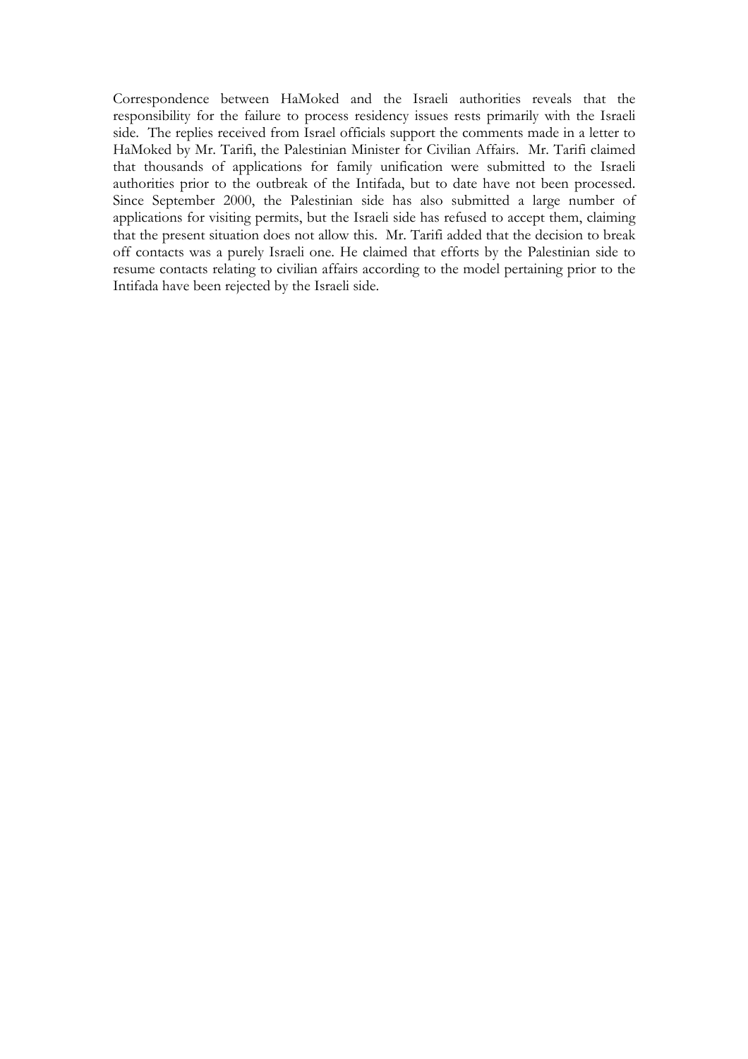Correspondence between HaMoked and the Israeli authorities reveals that the responsibility for the failure to process residency issues rests primarily with the Israeli side. The replies received from Israel officials support the comments made in a letter to HaMoked by Mr. Tarifi, the Palestinian Minister for Civilian Affairs. Mr. Tarifi claimed that thousands of applications for family unification were submitted to the Israeli authorities prior to the outbreak of the Intifada, but to date have not been processed. Since September 2000, the Palestinian side has also submitted a large number of applications for visiting permits, but the Israeli side has refused to accept them, claiming that the present situation does not allow this. Mr. Tarifi added that the decision to break off contacts was a purely Israeli one. He claimed that efforts by the Palestinian side to resume contacts relating to civilian affairs according to the model pertaining prior to the Intifada have been rejected by the Israeli side.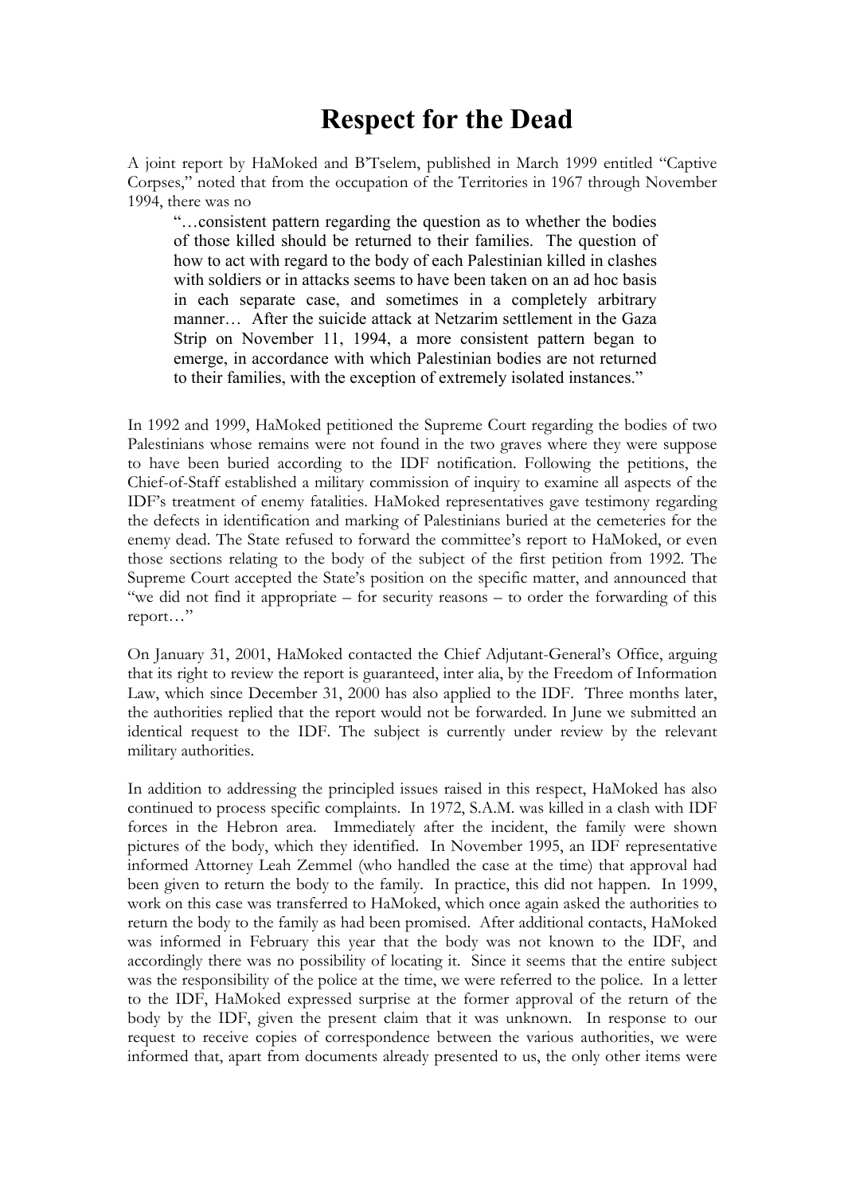# Respect for the Dead

A joint report by HaMoked and B'Tselem, published in March 1999 entitled "Captive Corpses," noted that from the occupation of the Territories in 1967 through November 1994, there was no

> "…consistent pattern regarding the question as to whether the bodies of those killed should be returned to their families. The question of how to act with regard to the body of each Palestinian killed in clashes with soldiers or in attacks seems to have been taken on an ad hoc basis in each separate case, and sometimes in a completely arbitrary manner… After the suicide attack at Netzarim settlement in the Gaza Strip on November 11, 1994, a more consistent pattern began to emerge, in accordance with which Palestinian bodies are not returned to their families, with the exception of extremely isolated instances."

In 1992 and 1999, HaMoked petitioned the Supreme Court regarding the bodies of two Palestinians whose remains were not found in the two graves where they were suppose to have been buried according to the IDF notification. Following the petitions, the Chief-of-Staff established a military commission of inquiry to examine all aspects of the IDF's treatment of enemy fatalities. HaMoked representatives gave testimony regarding the defects in identification and marking of Palestinians buried at the cemeteries for the enemy dead. The State refused to forward the committee's report to HaMoked, or even those sections relating to the body of the subject of the first petition from 1992. The Supreme Court accepted the State's position on the specific matter, and announced that "we did not find it appropriate – for security reasons – to order the forwarding of this report…"

On January 31, 2001, HaMoked contacted the Chief Adjutant-General's Office, arguing that its right to review the report is guaranteed, inter alia, by the Freedom of Information Law, which since December 31, 2000 has also applied to the IDF. Three months later, the authorities replied that the report would not be forwarded. In June we submitted an identical request to the IDF. The subject is currently under review by the relevant military authorities.

In addition to addressing the principled issues raised in this respect, HaMoked has also continued to process specific complaints. In 1972, S.A.M. was killed in a clash with IDF forces in the Hebron area. Immediately after the incident, the family were shown pictures of the body, which they identified. In November 1995, an IDF representative informed Attorney Leah Zemmel (who handled the case at the time) that approval had been given to return the body to the family. In practice, this did not happen. In 1999, work on this case was transferred to HaMoked, which once again asked the authorities to return the body to the family as had been promised. After additional contacts, HaMoked was informed in February this year that the body was not known to the IDF, and accordingly there was no possibility of locating it. Since it seems that the entire subject was the responsibility of the police at the time, we were referred to the police. In a letter to the IDF, HaMoked expressed surprise at the former approval of the return of the body by the IDF, given the present claim that it was unknown. In response to our request to receive copies of correspondence between the various authorities, we were informed that, apart from documents already presented to us, the only other items were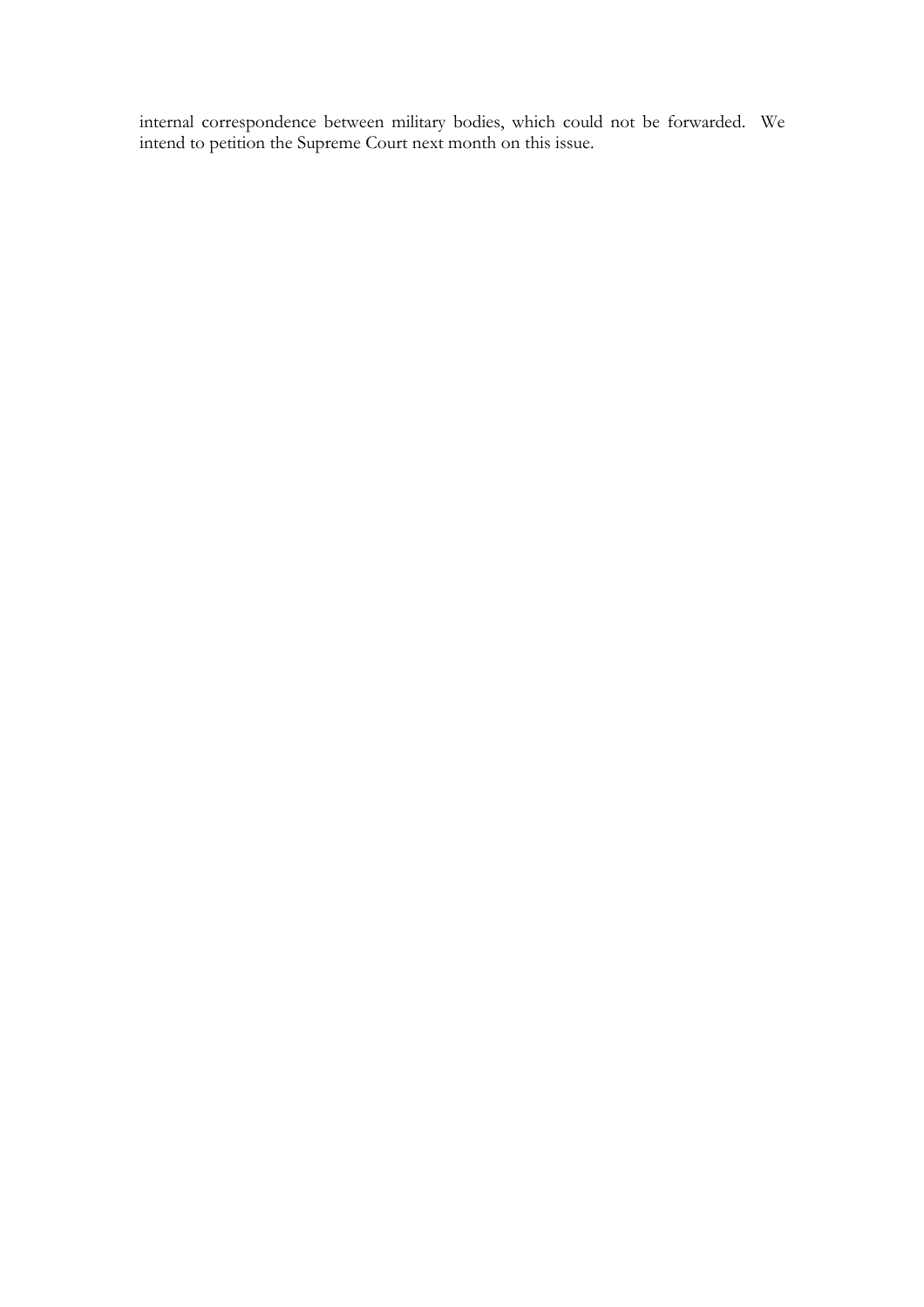internal correspondence between military bodies, which could not be forwarded. We intend to petition the Supreme Court next month on this issue.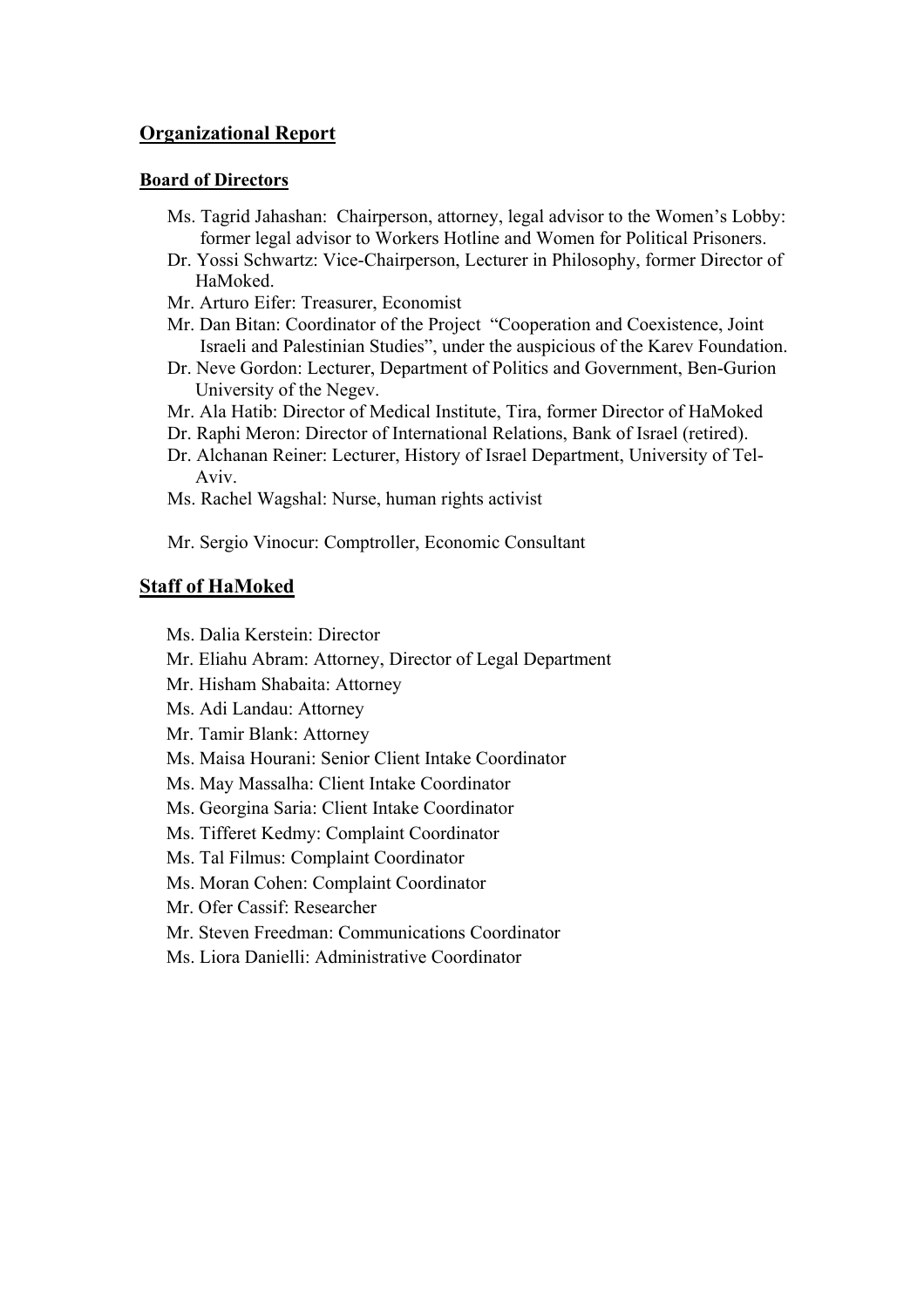## Organizational Report

### Board of Directors

- Ms. Tagrid Jahashan: Chairperson, attorney, legal advisor to the Women's Lobby: former legal advisor to Workers Hotline and Women for Political Prisoners.
- Dr. Yossi Schwartz: Vice-Chairperson, Lecturer in Philosophy, former Director of HaMoked.
- Mr. Arturo Eifer: Treasurer, Economist
- Mr. Dan Bitan: Coordinator of the Project "Cooperation and Coexistence, Joint Israeli and Palestinian Studies", under the auspicious of the Karev Foundation.
- Dr. Neve Gordon: Lecturer, Department of Politics and Government, Ben-Gurion University of the Negev.
- Mr. Ala Hatib: Director of Medical Institute, Tira, former Director of HaMoked
- Dr. Raphi Meron: Director of International Relations, Bank of Israel (retired).
- Dr. Alchanan Reiner: Lecturer, History of Israel Department, University of Tel-Aviv.
- Ms. Rachel Wagshal: Nurse, human rights activist

- Mr. Sergio Vinocur: Comptroller, Economic Consultant

## Staff of HaMoked

- Ms. Dalia Kerstein: Director
- Mr. Eliahu Abram: Attorney, Director of Legal Department
- Mr. Hisham Shabaita: Attorney
- Ms. Adi Landau: Attorney
- Mr. Tamir Blank: Attorney
- Ms. Maisa Hourani: Senior Client Intake Coordinator
- Ms. May Massalha: Client Intake Coordinator
- Ms. Georgina Saria: Client Intake Coordinator
- Ms. Tifferet Kedmy: Complaint Coordinator
- Ms. Tal Filmus: Complaint Coordinator
- Ms. Moran Cohen: Complaint Coordinator
- Mr. Ofer Cassif: Researcher
- Mr. Steven Freedman: Communications Coordinator
- Ms. Liora Danielli: Administrative Coordinator